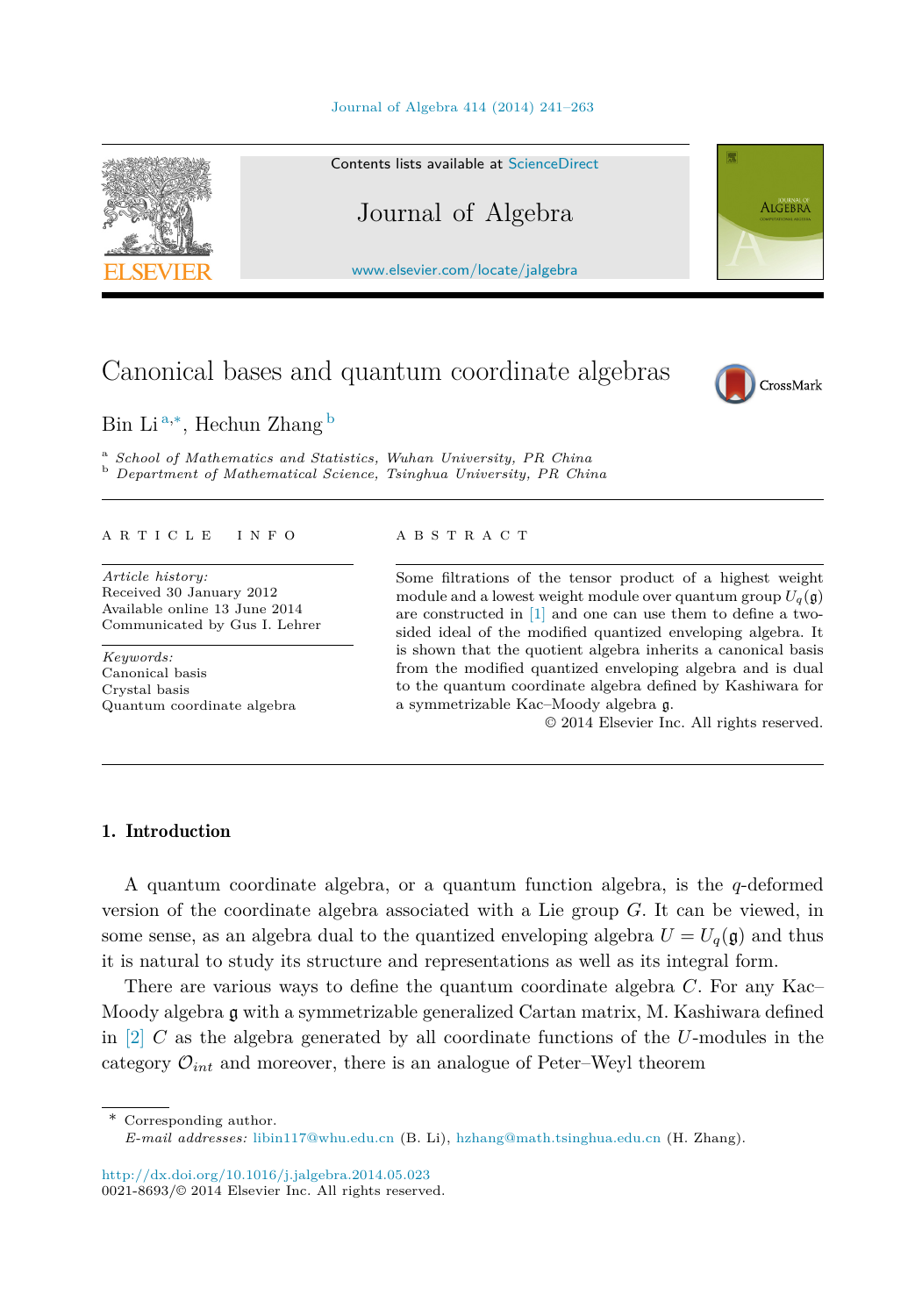# Canonical bases and quantum coordinate algebras

Bin Li [a,*], Hechun Zhang [b]

[a] *School of Mathematics and Statistics, Wuhan University, PR China*
[b] *Department of Mathematical Science, Tsinghua University, PR China*

ARTICLE INFO

*Article history:*
Received 30 January 2012
Available online 13 June 2014
Communicated by Gus I. Lehrer

*Keywords:*
Canonical basis
Crystal basis
Quantum coordinate algebra

ABSTRACT

Some filtrations of the tensor product of a highest weight module and a lowest weight module over quantum group $U_q(\mathfrak{g})$ are constructed in [1] and one can use them to define a two-sided ideal of the modified quantized enveloping algebra. It is shown that the quotient algebra inherits a canonical basis from the modified quantized enveloping algebra and is dual to the quantum coordinate algebra defined by Kashiwara for a symmetrizable Kac–Moody algebra $\mathfrak{g}$.

© 2014 Elsevier Inc. All rights reserved.

## 1. Introduction

A quantum coordinate algebra, or a quantum function algebra, is the $q$-deformed version of the coordinate algebra associated with a Lie group $G$. It can be viewed, in some sense, as an algebra dual to the quantized enveloping algebra $U = U_q(\mathfrak{g})$ and thus it is natural to study its structure and representations as well as its integral form.

There are various ways to define the quantum coordinate algebra $C$. For any Kac–Moody algebra $\mathfrak{g}$ with a symmetrizable generalized Cartan matrix, M. Kashiwara defined in [2] $C$ as the algebra generated by all coordinate functions of the $U$-modules in the category $\mathcal{O}_{int}$ and moreover, there is an analogue of Peter–Weyl theorem

\* Corresponding author.
*E-mail addresses:* libin117@whu.edu.cn (B. Li), hzhang@math.tsinghua.edu.cn (H. Zhang).

http://dx.doi.org/10.1016/j.jalgebra.2014.05.023
0021-8693/© 2014 Elsevier Inc. All rights reserved.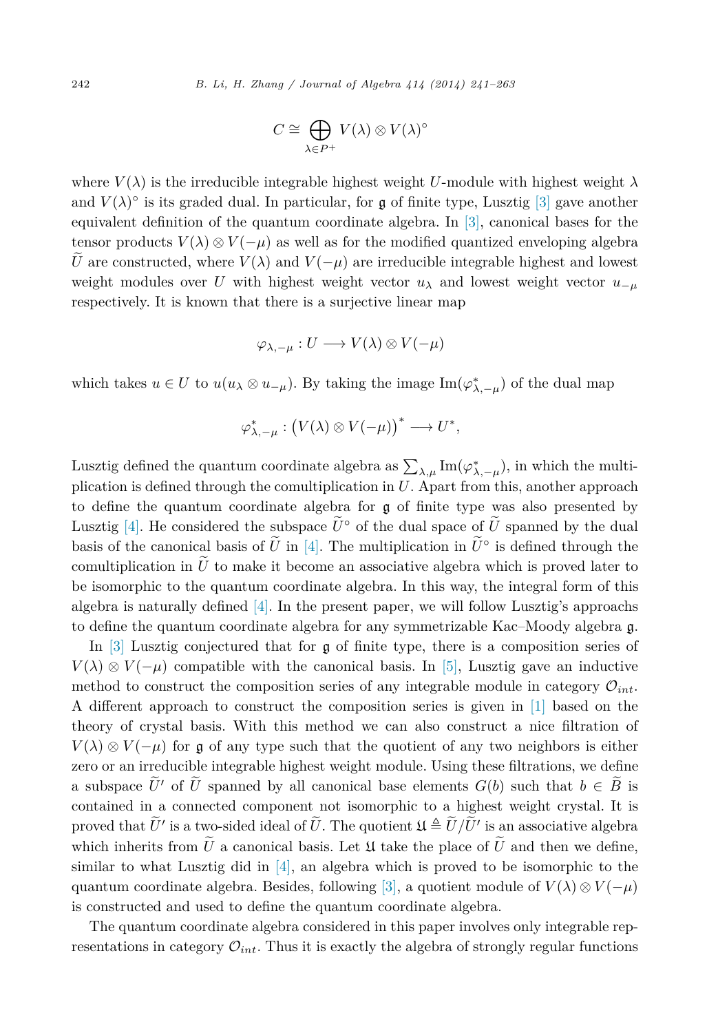$$C \cong \bigoplus_{\lambda \in P^+} V(\lambda) \otimes V(\lambda)^\circ$$

where $V(\lambda)$ is the irreducible integrable highest weight $U$-module with highest weight $\lambda$ and $V(\lambda)^\circ$ is its graded dual. In particular, for $\mathfrak{g}$ of finite type, Lusztig [3] gave another equivalent definition of the quantum coordinate algebra. In [3], canonical bases for the tensor products $V(\lambda) \otimes V(-\mu)$ as well as for the modified quantized enveloping algebra $\widetilde{U}$ are constructed, where $V(\lambda)$ and $V(-\mu)$ are irreducible integrable highest and lowest weight modules over $U$ with highest weight vector $u_\lambda$ and lowest weight vector $u_{-\mu}$ respectively. It is known that there is a surjective linear map

$$\varphi_{\lambda,-\mu} : U \longrightarrow V(\lambda) \otimes V(-\mu)$$

which takes $u \in U$ to $u(u_\lambda \otimes u_{-\mu})$. By taking the image $\operatorname{Im}(\varphi^*_{\lambda,-\mu})$ of the dual map

$$\varphi^*_{\lambda,-\mu} : \big(V(\lambda) \otimes V(-\mu)\big)^* \longrightarrow U^*,$$

Lusztig defined the quantum coordinate algebra as $\sum_{\lambda,\mu} \operatorname{Im}(\varphi^*_{\lambda,-\mu})$, in which the multiplication is defined through the comultiplication in $U$. Apart from this, another approach to define the quantum coordinate algebra for $\mathfrak{g}$ of finite type was also presented by Lusztig [4]. He considered the subspace $\widetilde{U}^\circ$ of the dual space of $\widetilde{U}$ spanned by the dual basis of the canonical basis of $\widetilde{U}$ in [4]. The multiplication in $\widetilde{U}^\circ$ is defined through the comultiplication in $\widetilde{U}$ to make it become an associative algebra which is proved later to be isomorphic to the quantum coordinate algebra. In this way, the integral form of this algebra is naturally defined [4]. In the present paper, we will follow Lusztig's approachs to define the quantum coordinate algebra for any symmetrizable Kac–Moody algebra $\mathfrak{g}$.

In [3] Lusztig conjectured that for $\mathfrak{g}$ of finite type, there is a composition series of $V(\lambda) \otimes V(-\mu)$ compatible with the canonical basis. In [5], Lusztig gave an inductive method to construct the composition series of any integrable module in category $\mathcal{O}_{int}$. A different approach to construct the composition series is given in [1] based on the theory of crystal basis. With this method we can also construct a nice filtration of $V(\lambda) \otimes V(-\mu)$ for $\mathfrak{g}$ of any type such that the quotient of any two neighbors is either zero or an irreducible integrable highest weight module. Using these filtrations, we define a subspace $\widetilde{U}'$ of $\widetilde{U}$ spanned by all canonical base elements $G(b)$ such that $b \in \widetilde{B}$ is contained in a connected component not isomorphic to a highest weight crystal. It is proved that $\widetilde{U}'$ is a two-sided ideal of $\widetilde{U}$. The quotient $\mathfrak{U} \triangleq \widetilde{U}/\widetilde{U}'$ is an associative algebra which inherits from $\widetilde{U}$ a canonical basis. Let $\mathfrak{U}$ take the place of $\widetilde{U}$ and then we define, similar to what Lusztig did in [4], an algebra which is proved to be isomorphic to the quantum coordinate algebra. Besides, following [3], a quotient module of $V(\lambda) \otimes V(-\mu)$ is constructed and used to define the quantum coordinate algebra.

The quantum coordinate algebra considered in this paper involves only integrable representations in category $\mathcal{O}_{int}$. Thus it is exactly the algebra of strongly regular functions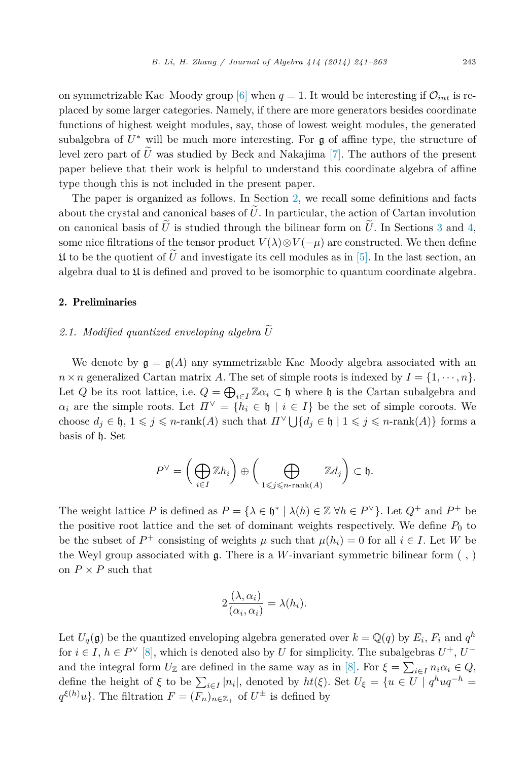on symmetrizable Kac–Moody group [6] when $q = 1$. It would be interesting if $\mathcal{O}_{int}$ is replaced by some larger categories. Namely, if there are more generators besides coordinate functions of highest weight modules, say, those of lowest weight modules, the generated subalgebra of $U^*$ will be much more interesting. For $\mathfrak{g}$ of affine type, the structure of level zero part of $\widetilde{U}$ was studied by Beck and Nakajima [7]. The authors of the present paper believe that their work is helpful to understand this coordinate algebra of affine type though this is not included in the present paper.

The paper is organized as follows. In Section 2, we recall some definitions and facts about the crystal and canonical bases of $\widetilde{U}$. In particular, the action of Cartan involution on canonical basis of $\widetilde{U}$ is studied through the bilinear form on $\widetilde{U}$. In Sections 3 and 4, some nice filtrations of the tensor product $V(\lambda) \otimes V(-\mu)$ are constructed. We then define $\mathfrak{U}$ to be the quotient of $\widetilde{U}$ and investigate its cell modules as in [5]. In the last section, an algebra dual to $\mathfrak{U}$ is defined and proved to be isomorphic to quantum coordinate algebra.

## 2. Preliminaries

### 2.1. Modified quantized enveloping algebra $\widetilde{U}$

We denote by $\mathfrak{g} = \mathfrak{g}(A)$ any symmetrizable Kac–Moody algebra associated with an $n \times n$ generalized Cartan matrix $A$. The set of simple roots is indexed by $I = \{1, \cdots, n\}$. Let $Q$ be its root lattice, i.e. $Q = \bigoplus_{i \in I} \mathbb{Z}\alpha_i \subset \mathfrak{h}$ where $\mathfrak{h}$ is the Cartan subalgebra and $\alpha_i$ are the simple roots. Let $\Pi^\vee = \{h_i \in \mathfrak{h} \mid i \in I\}$ be the set of simple coroots. We choose $d_j \in \mathfrak{h}$, $1 \leqslant j \leqslant n\text{-rank}(A)$ such that $\Pi^\vee \bigcup \{d_j \in \mathfrak{h} \mid 1 \leqslant j \leqslant n\text{-rank}(A)\}$ forms a basis of $\mathfrak{h}$. Set

$$P^\vee = \left( \bigoplus_{i \in I} \mathbb{Z}h_i \right) \oplus \left( \bigoplus_{1 \leqslant j \leqslant n\text{-rank}(A)} \mathbb{Z}d_j \right) \subset \mathfrak{h}.$$

The weight lattice $P$ is defined as $P = \{\lambda \in \mathfrak{h}^* \mid \lambda(h) \in \mathbb{Z}\ \forall h \in P^\vee\}$. Let $Q^+$ and $P^+$ be the positive root lattice and the set of dominant weights respectively. We define $P_0$ to be the subset of $P^+$ consisting of weights $\mu$ such that $\mu(h_i) = 0$ for all $i \in I$. Let $W$ be the Weyl group associated with $\mathfrak{g}$. There is a $W$-invariant symmetric bilinear form $(\ ,\ )$ on $P \times P$ such that

$$2\frac{(\lambda, \alpha_i)}{(\alpha_i, \alpha_i)} = \lambda(h_i).$$

Let $U_q(\mathfrak{g})$ be the quantized enveloping algebra generated over $k = \mathbb{Q}(q)$ by $E_i$, $F_i$ and $q^h$ for $i \in I$, $h \in P^\vee$ [8], which is denoted also by $U$ for simplicity. The subalgebras $U^+$, $U^-$ and the integral form $U_\mathbb{Z}$ are defined in the same way as in [8]. For $\xi = \sum_{i \in I} n_i \alpha_i \in Q$, define the height of $\xi$ to be $\sum_{i \in I} |n_i|$, denoted by $ht(\xi)$. Set $U_\xi = \{u \in U \mid q^h u q^{-h} = q^{\xi(h)} u\}$. The filtration $F = (F_n)_{n \in \mathbb{Z}_+}$ of $U^\pm$ is defined by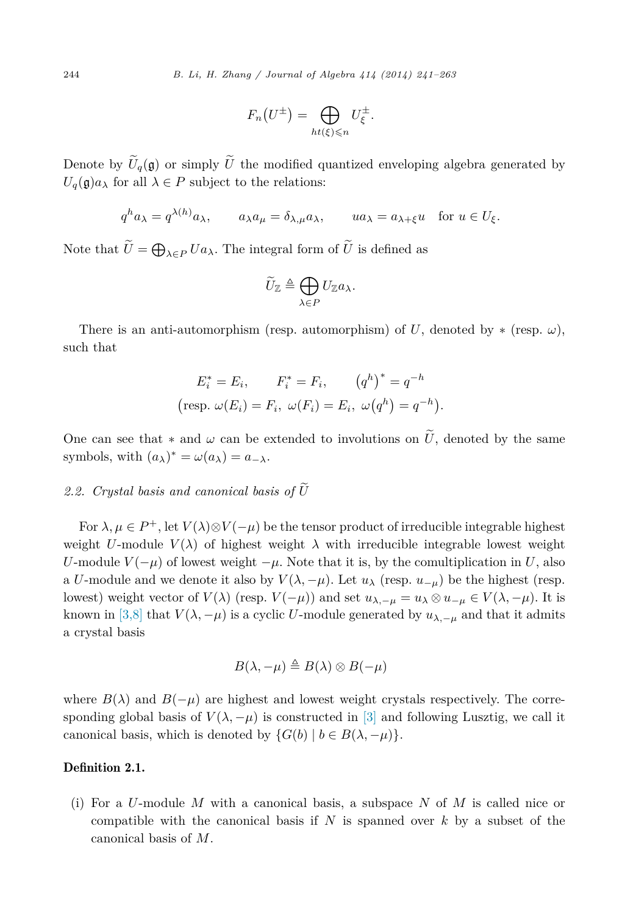$$F_n(U^{\pm}) = \bigoplus_{ht(\xi)\leqslant n} U^{\pm}_{\xi}.$$

Denote by $\widetilde{U}_q(\mathfrak{g})$ or simply $\widetilde{U}$ the modified quantized enveloping algebra generated by $U_q(\mathfrak{g})a_\lambda$ for all $\lambda \in P$ subject to the relations:

$$q^h a_\lambda = q^{\lambda(h)} a_\lambda, \qquad a_\lambda a_\mu = \delta_{\lambda,\mu} a_\lambda, \qquad u a_\lambda = a_{\lambda+\xi} u \quad \text{for } u \in U_\xi.$$

Note that $\widetilde{U} = \bigoplus_{\lambda\in P} U a_\lambda$. The integral form of $\widetilde{U}$ is defined as

$$\widetilde{U}_{\mathbb{Z}} \triangleq \bigoplus_{\lambda\in P} U_{\mathbb{Z}} a_\lambda.$$

There is an anti-automorphism (resp. automorphism) of $U$, denoted by $*$ (resp. $\omega$), such that

$$E_i^* = E_i, \qquad F_i^* = F_i, \qquad (q^h)^* = q^{-h}$$
$$\big(\text{resp. } \omega(E_i) = F_i,\ \omega(F_i) = E_i,\ \omega(q^h) = q^{-h}\big).$$

One can see that $*$ and $\omega$ can be extended to involutions on $\widetilde{U}$, denoted by the same symbols, with $(a_\lambda)^* = \omega(a_\lambda) = a_{-\lambda}$.

### 2.2. Crystal basis and canonical basis of $\widetilde{U}$

For $\lambda, \mu \in P^+$, let $V(\lambda)\otimes V(-\mu)$ be the tensor product of irreducible integrable highest weight $U$-module $V(\lambda)$ of highest weight $\lambda$ with irreducible integrable lowest weight $U$-module $V(-\mu)$ of lowest weight $-\mu$. Note that it is, by the comultiplication in $U$, also a $U$-module and we denote it also by $V(\lambda, -\mu)$. Let $u_\lambda$ (resp. $u_{-\mu}$) be the highest (resp. lowest) weight vector of $V(\lambda)$ (resp. $V(-\mu)$) and set $u_{\lambda,-\mu} = u_\lambda \otimes u_{-\mu} \in V(\lambda, -\mu)$. It is known in [3,8] that $V(\lambda, -\mu)$ is a cyclic $U$-module generated by $u_{\lambda,-\mu}$ and that it admits a crystal basis

$$B(\lambda, -\mu) \triangleq B(\lambda) \otimes B(-\mu)$$

where $B(\lambda)$ and $B(-\mu)$ are highest and lowest weight crystals respectively. The corresponding global basis of $V(\lambda, -\mu)$ is constructed in [3] and following Lusztig, we call it canonical basis, which is denoted by $\{G(b) \mid b \in B(\lambda, -\mu)\}$.

**Definition 2.1.**

(i) For a $U$-module $M$ with a canonical basis, a subspace $N$ of $M$ is called nice or compatible with the canonical basis if $N$ is spanned over $k$ by a subset of the canonical basis of $M$.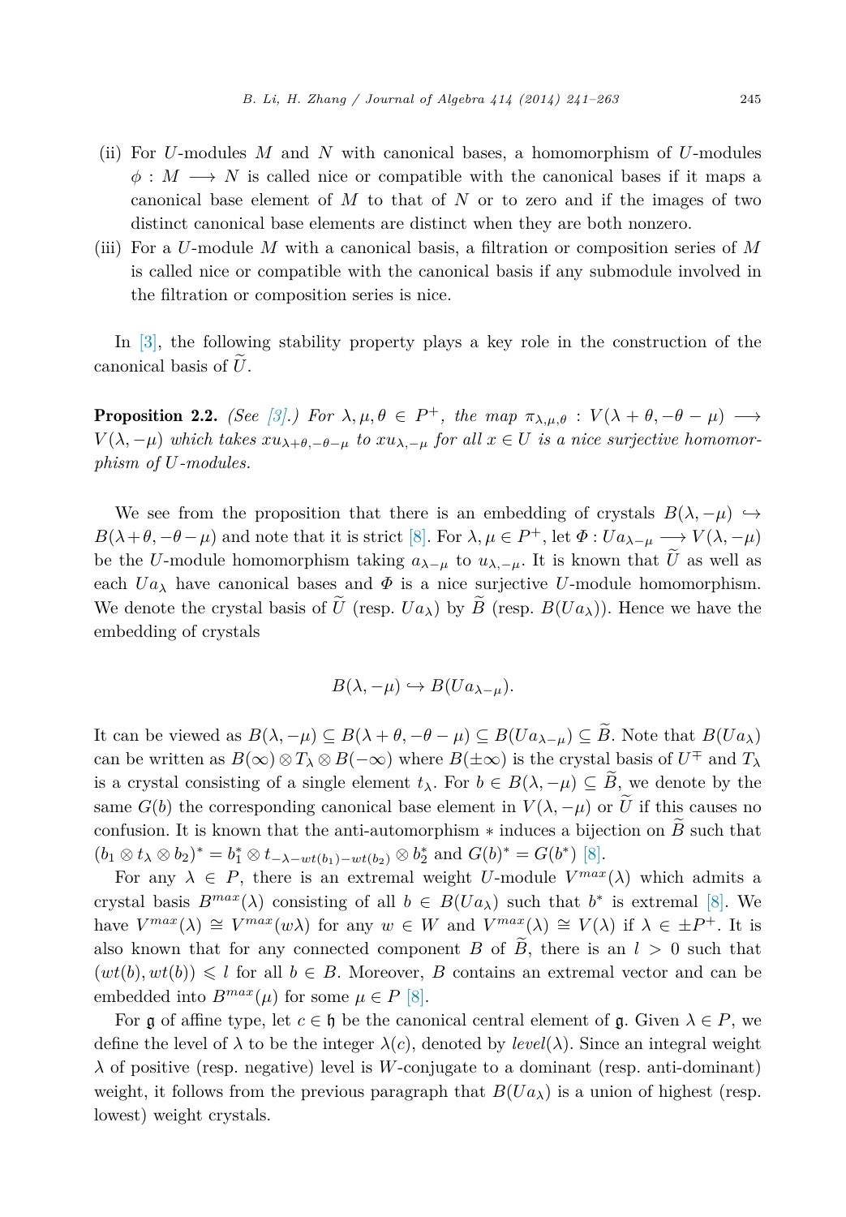(ii) For $U$-modules $M$ and $N$ with canonical bases, a homomorphism of $U$-modules $\phi : M \longrightarrow N$ is called nice or compatible with the canonical bases if it maps a canonical base element of $M$ to that of $N$ or to zero and if the images of two distinct canonical base elements are distinct when they are both nonzero.

(iii) For a $U$-module $M$ with a canonical basis, a filtration or composition series of $M$ is called nice or compatible with the canonical basis if any submodule involved in the filtration or composition series is nice.

In [3], the following stability property plays a key role in the construction of the canonical basis of $\widetilde{U}$.

**Proposition 2.2.** *(See [3].) For $\lambda, \mu, \theta \in P^+$, the map $\pi_{\lambda,\mu,\theta} : V(\lambda + \theta, -\theta - \mu) \longrightarrow V(\lambda, -\mu)$ which takes $xu_{\lambda+\theta,-\theta-\mu}$ to $xu_{\lambda,-\mu}$ for all $x \in U$ is a nice surjective homomorphism of $U$-modules.*

We see from the proposition that there is an embedding of crystals $B(\lambda, -\mu) \hookrightarrow B(\lambda+\theta, -\theta-\mu)$ and note that it is strict [8]. For $\lambda, \mu \in P^+$, let $\Phi : Ua_{\lambda-\mu} \longrightarrow V(\lambda, -\mu)$ be the $U$-module homomorphism taking $a_{\lambda-\mu}$ to $u_{\lambda,-\mu}$. It is known that $\widetilde{U}$ as well as each $Ua_\lambda$ have canonical bases and $\Phi$ is a nice surjective $U$-module homomorphism. We denote the crystal basis of $\widetilde{U}$ (resp. $Ua_\lambda$) by $\widetilde{B}$ (resp. $B(Ua_\lambda)$). Hence we have the embedding of crystals

$$B(\lambda, -\mu) \hookrightarrow B(Ua_{\lambda-\mu}).$$

It can be viewed as $B(\lambda, -\mu) \subseteq B(\lambda+\theta, -\theta-\mu) \subseteq B(Ua_{\lambda-\mu}) \subseteq \widetilde{B}$. Note that $B(Ua_\lambda)$ can be written as $B(\infty) \otimes T_\lambda \otimes B(-\infty)$ where $B(\pm\infty)$ is the crystal basis of $U^\mp$ and $T_\lambda$ is a crystal consisting of a single element $t_\lambda$. For $b \in B(\lambda, -\mu) \subseteq \widetilde{B}$, we denote by the same $G(b)$ the corresponding canonical base element in $V(\lambda, -\mu)$ or $\widetilde{U}$ if this causes no confusion. It is known that the anti-automorphism $*$ induces a bijection on $\widetilde{B}$ such that $(b_1 \otimes t_\lambda \otimes b_2)^* = b_1^* \otimes t_{-\lambda-wt(b_1)-wt(b_2)} \otimes b_2^*$ and $G(b)^* = G(b^*)$ [8].

For any $\lambda \in P$, there is an extremal weight $U$-module $V^{max}(\lambda)$ which admits a crystal basis $B^{max}(\lambda)$ consisting of all $b \in B(Ua_\lambda)$ such that $b^*$ is extremal [8]. We have $V^{max}(\lambda) \cong V^{max}(w\lambda)$ for any $w \in W$ and $V^{max}(\lambda) \cong V(\lambda)$ if $\lambda \in \pm P^+$. It is also known that for any connected component $B$ of $\widetilde{B}$, there is an $l > 0$ such that $(wt(b), wt(b)) \leqslant l$ for all $b \in B$. Moreover, $B$ contains an extremal vector and can be embedded into $B^{max}(\mu)$ for some $\mu \in P$ [8].

For $\mathfrak{g}$ of affine type, let $c \in \mathfrak{h}$ be the canonical central element of $\mathfrak{g}$. Given $\lambda \in P$, we define the level of $\lambda$ to be the integer $\lambda(c)$, denoted by *level*$(\lambda)$. Since an integral weight $\lambda$ of positive (resp. negative) level is $W$-conjugate to a dominant (resp. anti-dominant) weight, it follows from the previous paragraph that $B(Ua_\lambda)$ is a union of highest (resp. lowest) weight crystals.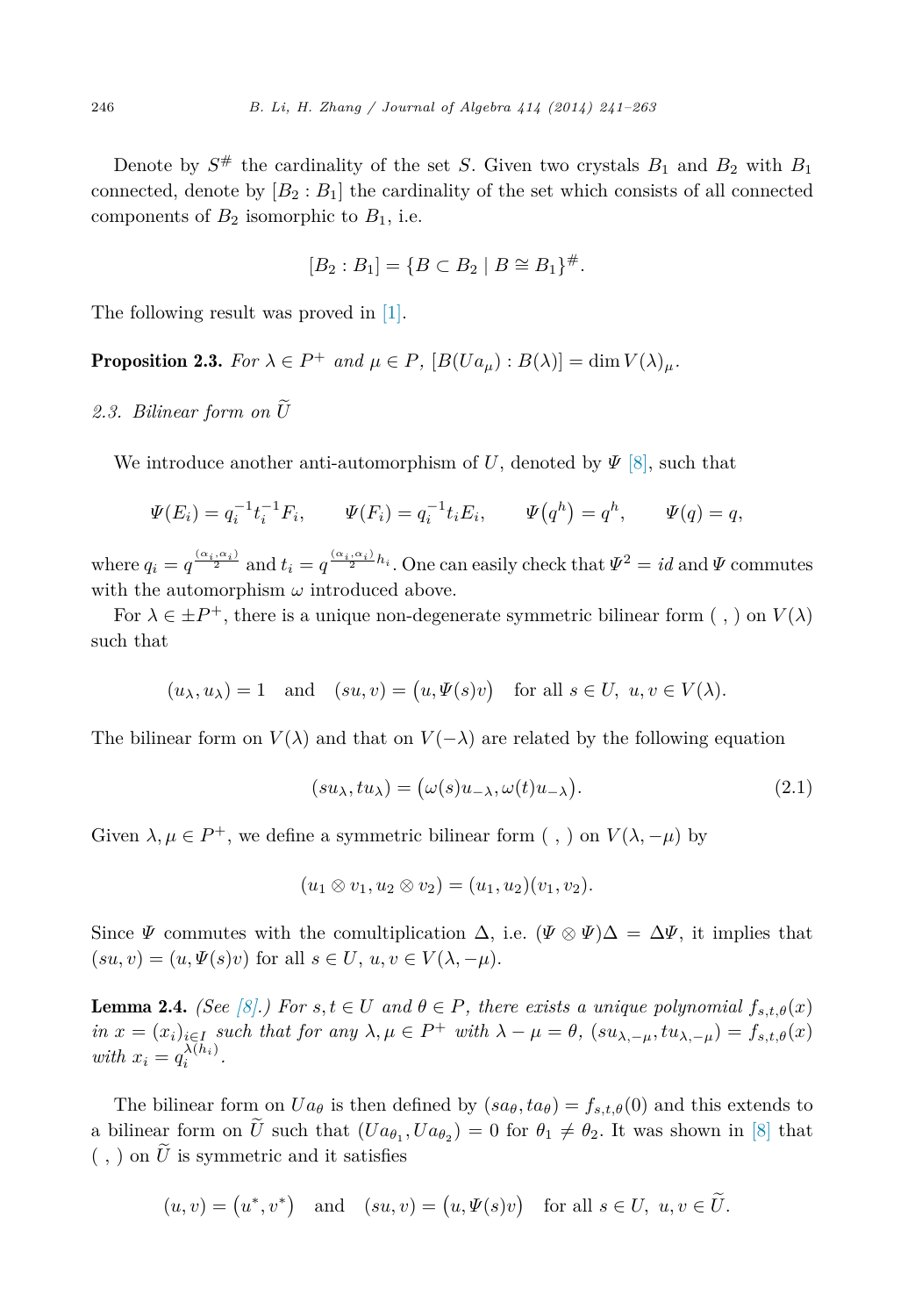Denote by $S^{\#}$ the cardinality of the set $S$. Given two crystals $B_1$ and $B_2$ with $B_1$ connected, denote by $[B_2 : B_1]$ the cardinality of the set which consists of all connected components of $B_2$ isomorphic to $B_1$, i.e.

$$[B_2 : B_1] = \{B \subset B_2 \mid B \cong B_1\}^{\#}.$$

The following result was proved in [1].

**Proposition 2.3.** *For $\lambda \in P^+$ and $\mu \in P$, $[B(Ua_\mu) : B(\lambda)] = \dim V(\lambda)_\mu$.*

### 2.3. Bilinear form on $\widetilde{U}$

We introduce another anti-automorphism of $U$, denoted by $\Psi$ [8], such that

$$\Psi(E_i) = q_i^{-1} t_i^{-1} F_i, \qquad \Psi(F_i) = q_i^{-1} t_i E_i, \qquad \Psi\big(q^h\big) = q^h, \qquad \Psi(q) = q,$$

where $q_i = q^{\frac{(\alpha_i,\alpha_i)}{2}}$ and $t_i = q^{\frac{(\alpha_i,\alpha_i)}{2} h_i}$. One can easily check that $\Psi^2 = id$ and $\Psi$ commutes with the automorphism $\omega$ introduced above.

For $\lambda \in \pm P^+$, there is a unique non-degenerate symmetric bilinear form $( \ , \ )$ on $V(\lambda)$ such that

$$(u_\lambda, u_\lambda) = 1 \quad \text{and} \quad (su, v) = \big(u, \Psi(s)v\big) \quad \text{for all } s \in U,\ u, v \in V(\lambda).$$

The bilinear form on $V(\lambda)$ and that on $V(-\lambda)$ are related by the following equation

$$(su_\lambda, tu_\lambda) = \big(\omega(s)u_{-\lambda}, \omega(t)u_{-\lambda}\big). \tag{2.1}$$

Given $\lambda, \mu \in P^+$, we define a symmetric bilinear form $( \ , \ )$ on $V(\lambda, -\mu)$ by

$$(u_1 \otimes v_1, u_2 \otimes v_2) = (u_1, u_2)(v_1, v_2).$$

Since $\Psi$ commutes with the comultiplication $\Delta$, i.e. $(\Psi \otimes \Psi)\Delta = \Delta\Psi$, it implies that $(su, v) = (u, \Psi(s)v)$ for all $s \in U$, $u, v \in V(\lambda, -\mu)$.

**Lemma 2.4.** *(See [8].) For $s, t \in U$ and $\theta \in P$, there exists a unique polynomial $f_{s,t,\theta}(x)$ in $x = (x_i)_{i \in I}$ such that for any $\lambda, \mu \in P^+$ with $\lambda - \mu = \theta$, $(su_{\lambda,-\mu}, tu_{\lambda,-\mu}) = f_{s,t,\theta}(x)$ with $x_i = q_i^{\lambda(h_i)}$.*

The bilinear form on $Ua_\theta$ is then defined by $(sa_\theta, ta_\theta) = f_{s,t,\theta}(0)$ and this extends to a bilinear form on $\widetilde{U}$ such that $(Ua_{\theta_1}, Ua_{\theta_2}) = 0$ for $\theta_1 \neq \theta_2$. It was shown in [8] that $( \ , \ )$ on $\widetilde{U}$ is symmetric and it satisfies

$$(u, v) = \big(u^*, v^*\big) \quad \text{and} \quad (su, v) = \big(u, \Psi(s)v\big) \quad \text{for all } s \in U,\ u, v \in \widetilde{U}.$$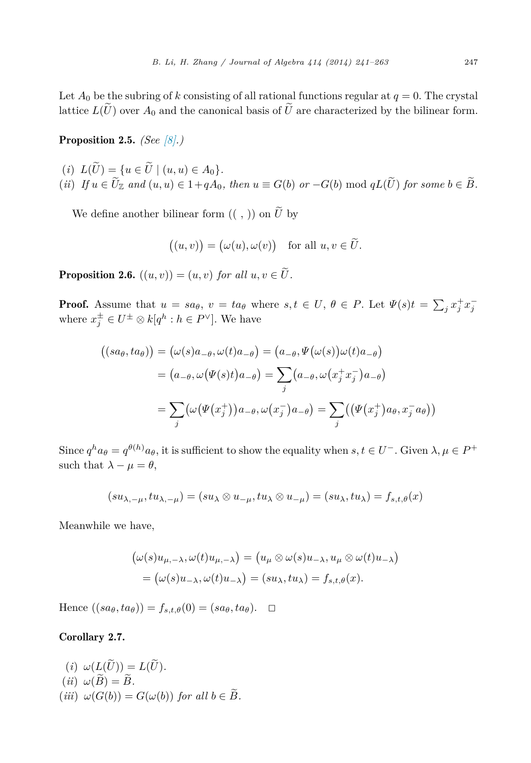Let $A_0$ be the subring of $k$ consisting of all rational functions regular at $q = 0$. The crystal lattice $L(\widetilde{U})$ over $A_0$ and the canonical basis of $\widetilde{U}$ are characterized by the bilinear form.

**Proposition 2.5.** *(See [8].)*

*(i)* $L(\widetilde{U}) = \{u \in \widetilde{U} \mid (u, u) \in A_0\}$.
*(ii)* *If* $u \in \widetilde{U}_{\mathbb{Z}}$ *and* $(u, u) \in 1 + qA_0$, *then* $u \equiv G(b)$ *or* $-G(b) \bmod qL(\widetilde{U})$ *for some* $b \in \widetilde{B}$.

We define another bilinear form $((\ ,\ ))$ on $\widetilde{U}$ by

$$\big((u, v)\big) = \big(\omega(u), \omega(v)\big) \quad \text{for all } u, v \in \widetilde{U}.$$

**Proposition 2.6.** $((u, v)) = (u, v)$ *for all* $u, v \in \widetilde{U}$.

**Proof.** Assume that $u = sa_\theta$, $v = ta_\theta$ where $s, t \in U$, $\theta \in P$. Let $\Psi(s)t = \sum_j x_j^+ x_j^-$ where $x_j^\pm \in U^\pm \otimes k[q^h : h \in P^\vee]$. We have

$$\begin{aligned}
\big((sa_\theta, ta_\theta)\big) &= \big(\omega(s)a_{-\theta}, \omega(t)a_{-\theta}\big) = \big(a_{-\theta}, \Psi\big(\omega(s)\big)\omega(t)a_{-\theta}\big) \\
&= \big(a_{-\theta}, \omega\big(\Psi(s)t\big)a_{-\theta}\big) = \sum_j \big(a_{-\theta}, \omega\big(x_j^+ x_j^-\big)a_{-\theta}\big) \\
&= \sum_j \big(\omega\big(\Psi\big(x_j^+\big)\big)a_{-\theta}, \omega\big(x_j^-\big)a_{-\theta}\big) = \sum_j \big(\big(\Psi\big(x_j^+\big)a_\theta, x_j^- a_\theta\big)\big)
\end{aligned}$$

Since $q^h a_\theta = q^{\theta(h)} a_\theta$, it is sufficient to show the equality when $s, t \in U^-$. Given $\lambda, \mu \in P^+$ such that $\lambda - \mu = \theta$,

$$(su_{\lambda,-\mu}, tu_{\lambda,-\mu}) = (su_\lambda \otimes u_{-\mu}, tu_\lambda \otimes u_{-\mu}) = (su_\lambda, tu_\lambda) = f_{s,t,\theta}(x)$$

Meanwhile we have,

$$\begin{aligned}
&\big(\omega(s)u_{\mu,-\lambda}, \omega(t)u_{\mu,-\lambda}\big) = \big(u_\mu \otimes \omega(s)u_{-\lambda}, u_\mu \otimes \omega(t)u_{-\lambda}\big) \\
&\quad = \big(\omega(s)u_{-\lambda}, \omega(t)u_{-\lambda}\big) = (su_\lambda, tu_\lambda) = f_{s,t,\theta}(x).
\end{aligned}$$

Hence $((sa_\theta, ta_\theta)) = f_{s,t,\theta}(0) = (sa_\theta, ta_\theta)$. $\square$

**Corollary 2.7.**

*(i)* $\omega(L(\widetilde{U})) = L(\widetilde{U})$.
*(ii)* $\omega(\widetilde{B}) = \widetilde{B}$.
*(iii)* $\omega(G(b)) = G(\omega(b))$ *for all* $b \in \widetilde{B}$.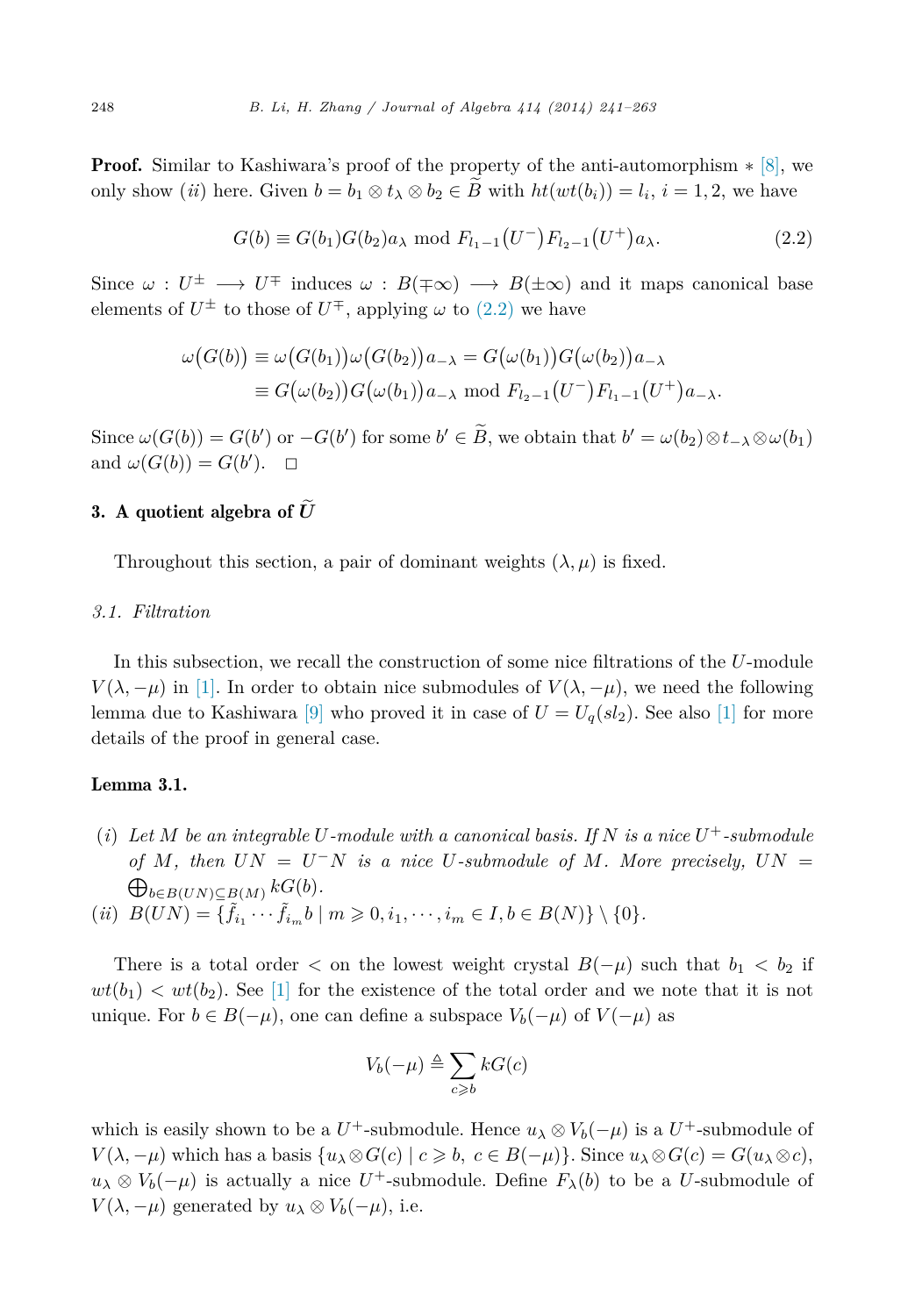**Proof.** Similar to Kashiwara's proof of the property of the anti-automorphism $*$ [8], we only show $(ii)$ here. Given $b = b_1 \otimes t_\lambda \otimes b_2 \in \widetilde{B}$ with $ht(wt(b_i)) = l_i$, $i = 1, 2$, we have

$$G(b) \equiv G(b_1)G(b_2)a_\lambda \bmod F_{l_1-1}\big(U^-\big)F_{l_2-1}\big(U^+\big)a_\lambda. \tag{2.2}$$

Since $\omega : U^\pm \longrightarrow U^\mp$ induces $\omega : B(\mp\infty) \longrightarrow B(\pm\infty)$ and it maps canonical base elements of $U^\pm$ to those of $U^\mp$, applying $\omega$ to (2.2) we have

$$\begin{aligned}\omega\big(G(b)\big) &\equiv \omega\big(G(b_1)\big)\omega\big(G(b_2)\big)a_{-\lambda} = G\big(\omega(b_1)\big)G\big(\omega(b_2)\big)a_{-\lambda} \\ &\equiv G\big(\omega(b_2)\big)G\big(\omega(b_1)\big)a_{-\lambda} \bmod F_{l_2-1}\big(U^-\big)F_{l_1-1}\big(U^+\big)a_{-\lambda}.\end{aligned}$$

Since $\omega(G(b)) = G(b')$ or $-G(b')$ for some $b' \in \widetilde{B}$, we obtain that $b' = \omega(b_2) \otimes t_{-\lambda} \otimes \omega(b_1)$ and $\omega(G(b)) = G(b')$. $\square$

## 3. A quotient algebra of $\widetilde{U}$

Throughout this section, a pair of dominant weights $(\lambda, \mu)$ is fixed.

### 3.1. Filtration

In this subsection, we recall the construction of some nice filtrations of the $U$-module $V(\lambda, -\mu)$ in [1]. In order to obtain nice submodules of $V(\lambda, -\mu)$, we need the following lemma due to Kashiwara [9] who proved it in case of $U = U_q(sl_2)$. See also [1] for more details of the proof in general case.

**Lemma 3.1.**

$(i)$ *Let $M$ be an integrable $U$-module with a canonical basis. If $N$ is a nice $U^+$-submodule of $M$, then $UN = U^-N$ is a nice $U$-submodule of $M$. More precisely, $UN = \bigoplus_{b \in B(UN) \subseteq B(M)} kG(b)$.*

$(ii)$ $B(UN) = \{\tilde{f}_{i_1} \cdots \tilde{f}_{i_m} b \mid m \geqslant 0, i_1, \cdots, i_m \in I, b \in B(N)\} \setminus \{0\}$.

There is a total order $<$ on the lowest weight crystal $B(-\mu)$ such that $b_1 < b_2$ if $wt(b_1) < wt(b_2)$. See [1] for the existence of the total order and we note that it is not unique. For $b \in B(-\mu)$, one can define a subspace $V_b(-\mu)$ of $V(-\mu)$ as

$$V_b(-\mu) \triangleq \sum_{c \geqslant b} kG(c)$$

which is easily shown to be a $U^+$-submodule. Hence $u_\lambda \otimes V_b(-\mu)$ is a $U^+$-submodule of $V(\lambda, -\mu)$ which has a basis $\{u_\lambda \otimes G(c) \mid c \geqslant b,\ c \in B(-\mu)\}$. Since $u_\lambda \otimes G(c) = G(u_\lambda \otimes c)$, $u_\lambda \otimes V_b(-\mu)$ is actually a nice $U^+$-submodule. Define $F_\lambda(b)$ to be a $U$-submodule of $V(\lambda, -\mu)$ generated by $u_\lambda \otimes V_b(-\mu)$, i.e.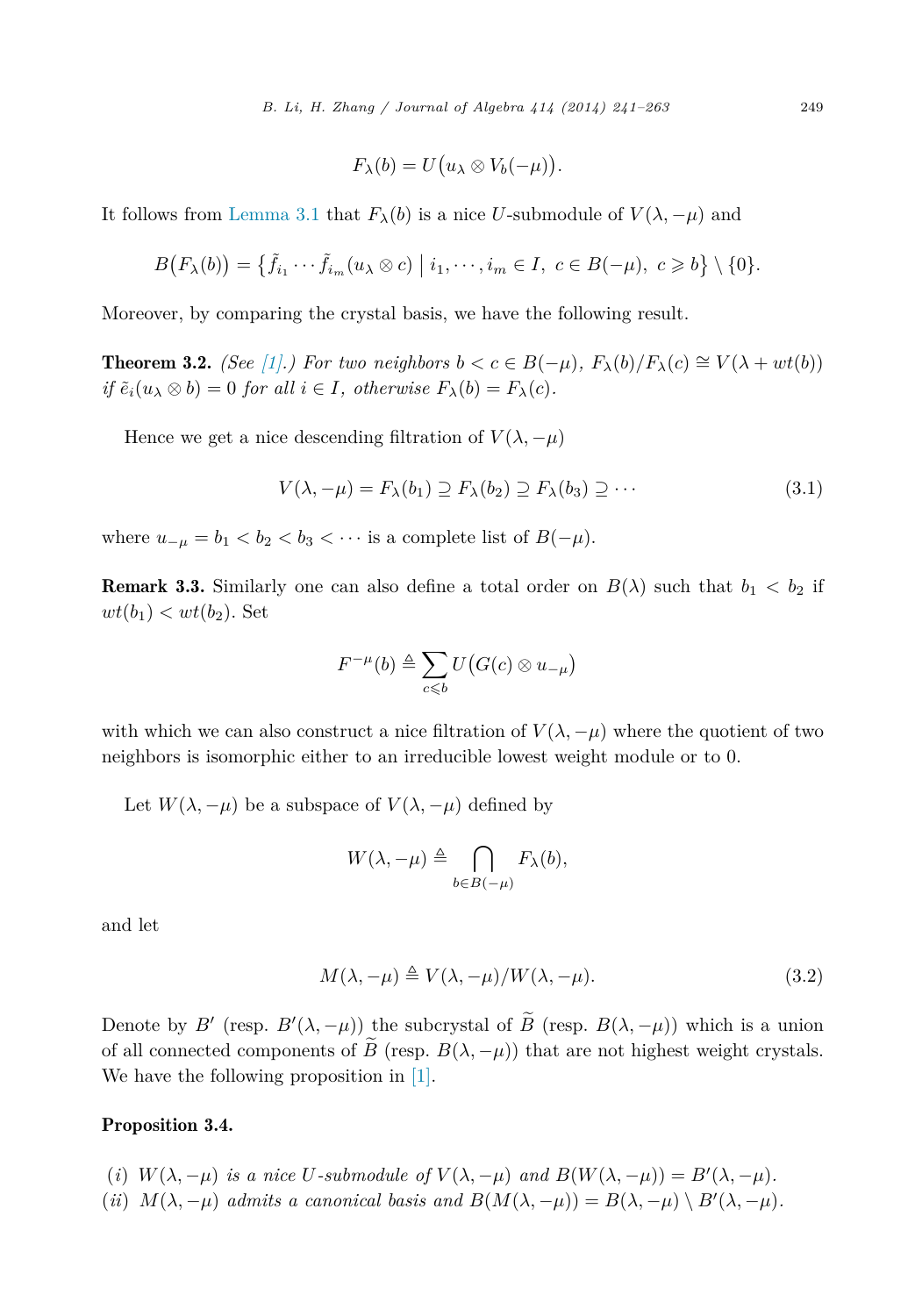$$F_\lambda(b) = U\big(u_\lambda \otimes V_b(-\mu)\big).$$

It follows from Lemma 3.1 that $F_\lambda(b)$ is a nice $U$-submodule of $V(\lambda, -\mu)$ and

$$B\big(F_\lambda(b)\big) = \big\{\tilde{f}_{i_1} \cdots \tilde{f}_{i_m}(u_\lambda \otimes c) \;\big|\; i_1, \cdots, i_m \in I,\ c \in B(-\mu),\ c \geqslant b\big\} \setminus \{0\}.$$

Moreover, by comparing the crystal basis, we have the following result.

**Theorem 3.2.** *(See [1].) For two neighbors $b < c \in B(-\mu)$, $F_\lambda(b)/F_\lambda(c) \cong V(\lambda + wt(b))$ if $\tilde{e}_i(u_\lambda \otimes b) = 0$ for all $i \in I$, otherwise $F_\lambda(b) = F_\lambda(c)$.*

Hence we get a nice descending filtration of $V(\lambda, -\mu)$

$$V(\lambda, -\mu) = F_\lambda(b_1) \supseteq F_\lambda(b_2) \supseteq F_\lambda(b_3) \supseteq \cdots \tag{3.1}$$

where $u_{-\mu} = b_1 < b_2 < b_3 < \cdots$ is a complete list of $B(-\mu)$.

**Remark 3.3.** Similarly one can also define a total order on $B(\lambda)$ such that $b_1 < b_2$ if $wt(b_1) < wt(b_2)$. Set

$$F^{-\mu}(b) \triangleq \sum_{c \leqslant b} U\big(G(c) \otimes u_{-\mu}\big)$$

with which we can also construct a nice filtration of $V(\lambda, -\mu)$ where the quotient of two neighbors is isomorphic either to an irreducible lowest weight module or to 0.

Let $W(\lambda, -\mu)$ be a subspace of $V(\lambda, -\mu)$ defined by

$$W(\lambda, -\mu) \triangleq \bigcap_{b \in B(-\mu)} F_\lambda(b),$$

and let

$$M(\lambda, -\mu) \triangleq V(\lambda, -\mu)/W(\lambda, -\mu). \tag{3.2}$$

Denote by $B'$ (resp. $B'(\lambda, -\mu)$) the subcrystal of $\widetilde{B}$ (resp. $B(\lambda, -\mu)$) which is a union of all connected components of $\widetilde{B}$ (resp. $B(\lambda, -\mu)$) that are not highest weight crystals. We have the following proposition in [1].

**Proposition 3.4.**

*(i) $W(\lambda, -\mu)$ is a nice $U$-submodule of $V(\lambda, -\mu)$ and $B(W(\lambda, -\mu)) = B'(\lambda, -\mu)$.*
*(ii) $M(\lambda, -\mu)$ admits a canonical basis and $B(M(\lambda, -\mu)) = B(\lambda, -\mu) \setminus B'(\lambda, -\mu)$.*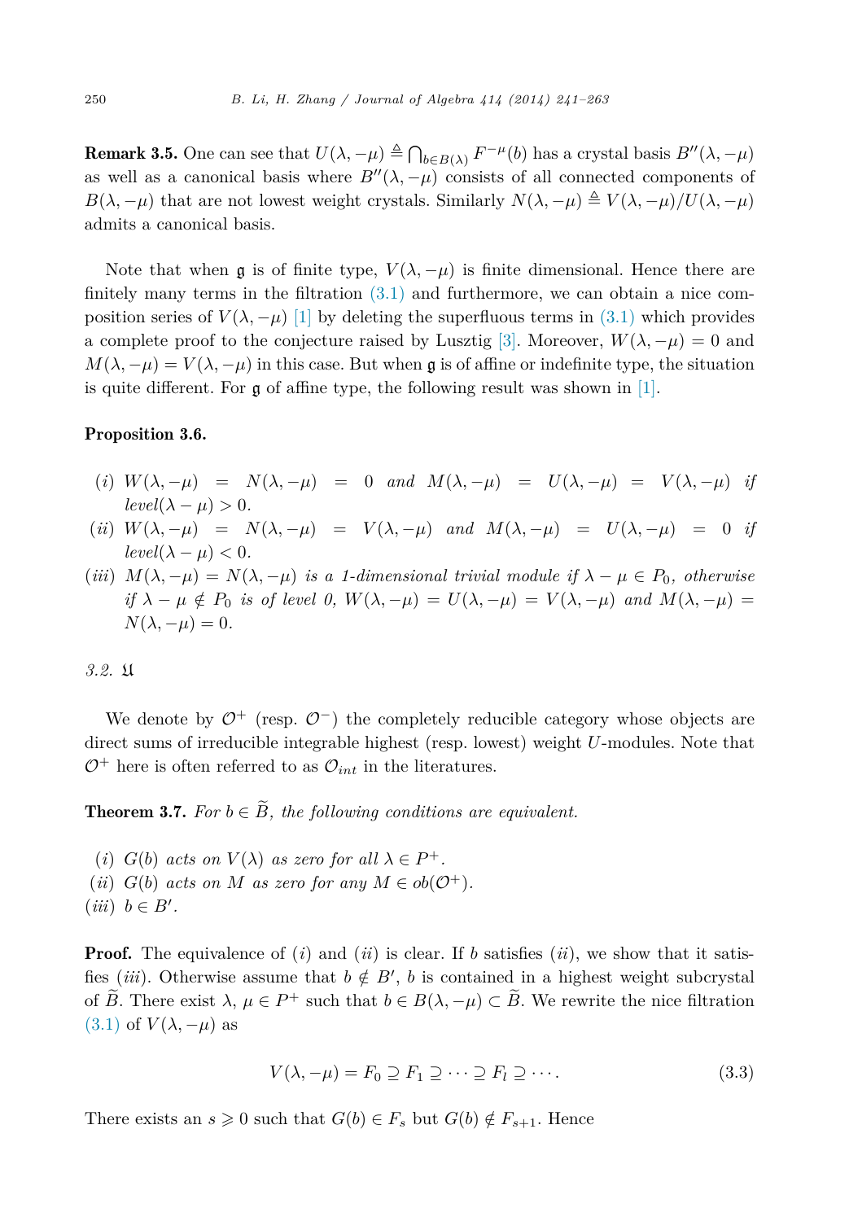**Remark 3.5.** One can see that $U(\lambda, -\mu) \triangleq \bigcap_{b \in B(\lambda)} F^{-\mu}(b)$ has a crystal basis $B''(\lambda, -\mu)$ as well as a canonical basis where $B''(\lambda, -\mu)$ consists of all connected components of $B(\lambda, -\mu)$ that are not lowest weight crystals. Similarly $N(\lambda, -\mu) \triangleq V(\lambda, -\mu)/U(\lambda, -\mu)$ admits a canonical basis.

Note that when $\mathfrak{g}$ is of finite type, $V(\lambda, -\mu)$ is finite dimensional. Hence there are finitely many terms in the filtration (3.1) and furthermore, we can obtain a nice composition series of $V(\lambda, -\mu)$ [1] by deleting the superfluous terms in (3.1) which provides a complete proof to the conjecture raised by Lusztig [3]. Moreover, $W(\lambda, -\mu) = 0$ and $M(\lambda, -\mu) = V(\lambda, -\mu)$ in this case. But when $\mathfrak{g}$ is of affine or indefinite type, the situation is quite different. For $\mathfrak{g}$ of affine type, the following result was shown in [1].

**Proposition 3.6.**

- $(i)$ *$W(\lambda, -\mu) = N(\lambda, -\mu) = 0$ and $M(\lambda, -\mu) = U(\lambda, -\mu) = V(\lambda, -\mu)$ if $level(\lambda - \mu) > 0$.*
- $(ii)$ *$W(\lambda, -\mu) = N(\lambda, -\mu) = V(\lambda, -\mu)$ and $M(\lambda, -\mu) = U(\lambda, -\mu) = 0$ if $level(\lambda - \mu) < 0$.*
- $(iii)$ *$M(\lambda, -\mu) = N(\lambda, -\mu)$ is a 1-dimensional trivial module if $\lambda - \mu \in P_0$, otherwise if $\lambda - \mu \notin P_0$ is of level 0, $W(\lambda, -\mu) = U(\lambda, -\mu) = V(\lambda, -\mu)$ and $M(\lambda, -\mu) = N(\lambda, -\mu) = 0$.*

*3.2.* $\mathfrak{U}$

We denote by $\mathcal{O}^+$ (resp. $\mathcal{O}^-$) the completely reducible category whose objects are direct sums of irreducible integrable highest (resp. lowest) weight $U$-modules. Note that $\mathcal{O}^+$ here is often referred to as $\mathcal{O}_{int}$ in the literatures.

**Theorem 3.7.** *For $b \in \widetilde{B}$, the following conditions are equivalent.*

- $(i)$ *$G(b)$ acts on $V(\lambda)$ as zero for all $\lambda \in P^+$.*
- $(ii)$ *$G(b)$ acts on $M$ as zero for any $M \in ob(\mathcal{O}^+)$.*
- $(iii)$ *$b \in B'$.*

**Proof.** The equivalence of $(i)$ and $(ii)$ is clear. If $b$ satisfies $(ii)$, we show that it satisfies $(iii)$. Otherwise assume that $b \notin B'$, $b$ is contained in a highest weight subcrystal of $\widetilde{B}$. There exist $\lambda$, $\mu \in P^+$ such that $b \in B(\lambda, -\mu) \subset \widetilde{B}$. We rewrite the nice filtration (3.1) of $V(\lambda, -\mu)$ as

$$V(\lambda, -\mu) = F_0 \supseteq F_1 \supseteq \cdots \supseteq F_l \supseteq \cdots. \tag{3.3}$$

There exists an $s \geqslant 0$ such that $G(b) \in F_s$ but $G(b) \notin F_{s+1}$. Hence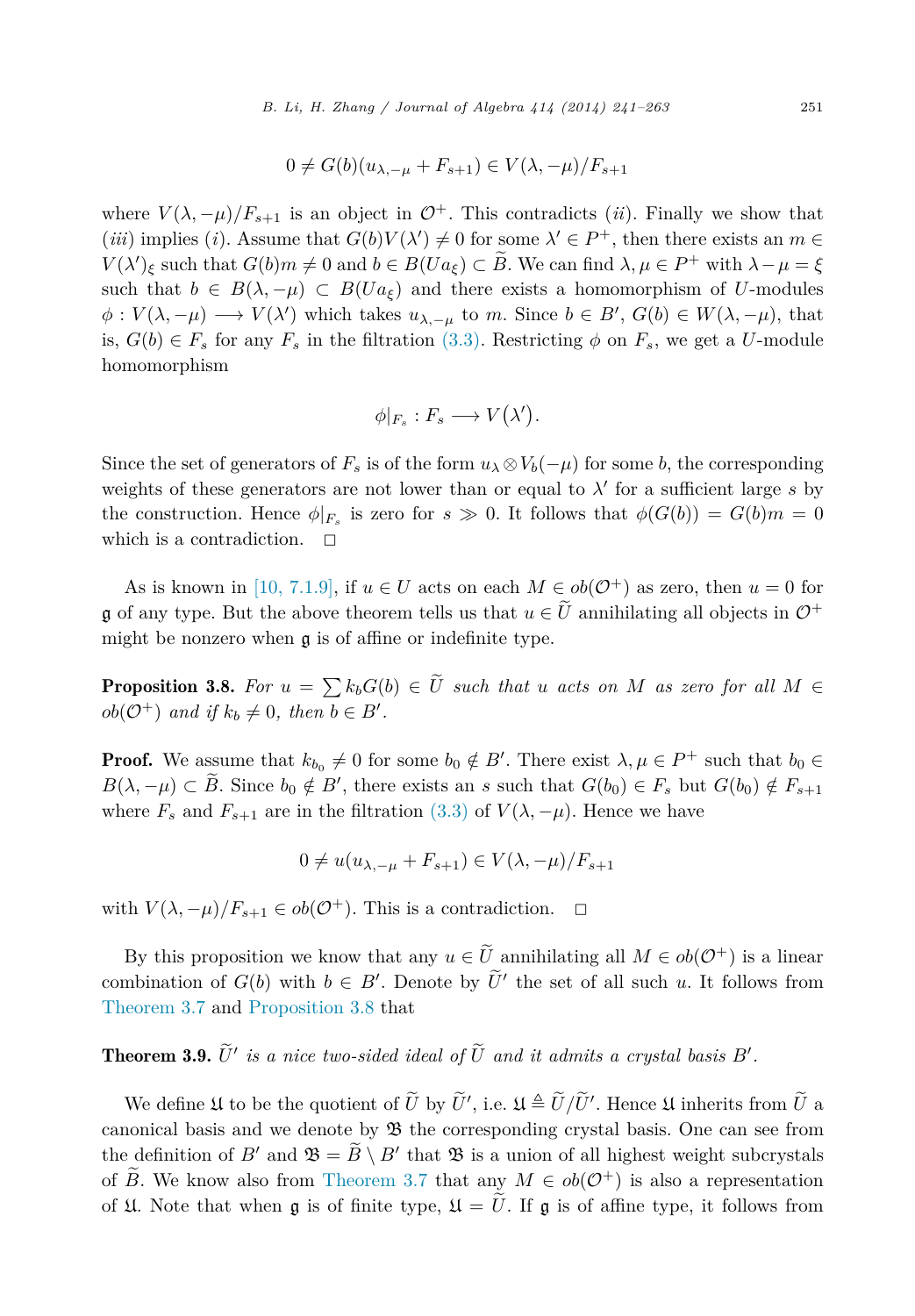$$0 \neq G(b)(u_{\lambda,-\mu} + F_{s+1}) \in V(\lambda,-\mu)/F_{s+1}$$

where $V(\lambda,-\mu)/F_{s+1}$ is an object in $\mathcal{O}^+$. This contradicts $(ii)$. Finally we show that $(iii)$ implies $(i)$. Assume that $G(b)V(\lambda') \neq 0$ for some $\lambda' \in P^+$, then there exists an $m \in V(\lambda')_\xi$ such that $G(b)m \neq 0$ and $b \in B(Ua_\xi) \subset \widetilde{B}$. We can find $\lambda, \mu \in P^+$ with $\lambda - \mu = \xi$ such that $b \in B(\lambda,-\mu) \subset B(Ua_\xi)$ and there exists a homomorphism of $U$-modules $\phi : V(\lambda,-\mu) \longrightarrow V(\lambda')$ which takes $u_{\lambda,-\mu}$ to $m$. Since $b \in B'$, $G(b) \in W(\lambda,-\mu)$, that is, $G(b) \in F_s$ for any $F_s$ in the filtration (3.3). Restricting $\phi$ on $F_s$, we get a $U$-module homomorphism

$$\phi|_{F_s} : F_s \longrightarrow V(\lambda').$$

Since the set of generators of $F_s$ is of the form $u_\lambda \otimes V_b(-\mu)$ for some $b$, the corresponding weights of these generators are not lower than or equal to $\lambda'$ for a sufficient large $s$ by the construction. Hence $\phi|_{F_s}$ is zero for $s \gg 0$. It follows that $\phi(G(b)) = G(b)m = 0$ which is a contradiction. $\square$

As is known in [10, 7.1.9], if $u \in U$ acts on each $M \in ob(\mathcal{O}^+)$ as zero, then $u = 0$ for $\mathfrak{g}$ of any type. But the above theorem tells us that $u \in \widetilde{U}$ annihilating all objects in $\mathcal{O}^+$ might be nonzero when $\mathfrak{g}$ is of affine or indefinite type.

**Proposition 3.8.** *For $u = \sum k_b G(b) \in \widetilde{U}$ such that $u$ acts on $M$ as zero for all $M \in ob(\mathcal{O}^+)$ and if $k_b \neq 0$, then $b \in B'$.*

**Proof.** We assume that $k_{b_0} \neq 0$ for some $b_0 \notin B'$. There exist $\lambda, \mu \in P^+$ such that $b_0 \in B(\lambda,-\mu) \subset \widetilde{B}$. Since $b_0 \notin B'$, there exists an $s$ such that $G(b_0) \in F_s$ but $G(b_0) \notin F_{s+1}$ where $F_s$ and $F_{s+1}$ are in the filtration (3.3) of $V(\lambda,-\mu)$. Hence we have

$$0 \neq u(u_{\lambda,-\mu} + F_{s+1}) \in V(\lambda,-\mu)/F_{s+1}$$

with $V(\lambda,-\mu)/F_{s+1} \in ob(\mathcal{O}^+)$. This is a contradiction. $\square$

By this proposition we know that any $u \in \widetilde{U}$ annihilating all $M \in ob(\mathcal{O}^+)$ is a linear combination of $G(b)$ with $b \in B'$. Denote by $\widetilde{U}'$ the set of all such $u$. It follows from Theorem 3.7 and Proposition 3.8 that

**Theorem 3.9.** *$\widetilde{U}'$ is a nice two-sided ideal of $\widetilde{U}$ and it admits a crystal basis $B'$.*

We define $\mathfrak{U}$ to be the quotient of $\widetilde{U}$ by $\widetilde{U}'$, i.e. $\mathfrak{U} \triangleq \widetilde{U}/\widetilde{U}'$. Hence $\mathfrak{U}$ inherits from $\widetilde{U}$ a canonical basis and we denote by $\mathfrak{B}$ the corresponding crystal basis. One can see from the definition of $B'$ and $\mathfrak{B} = \widetilde{B} \setminus B'$ that $\mathfrak{B}$ is a union of all highest weight subcrystals of $\widetilde{B}$. We know also from Theorem 3.7 that any $M \in ob(\mathcal{O}^+)$ is also a representation of $\mathfrak{U}$. Note that when $\mathfrak{g}$ is of finite type, $\mathfrak{U} = \widetilde{U}$. If $\mathfrak{g}$ is of affine type, it follows from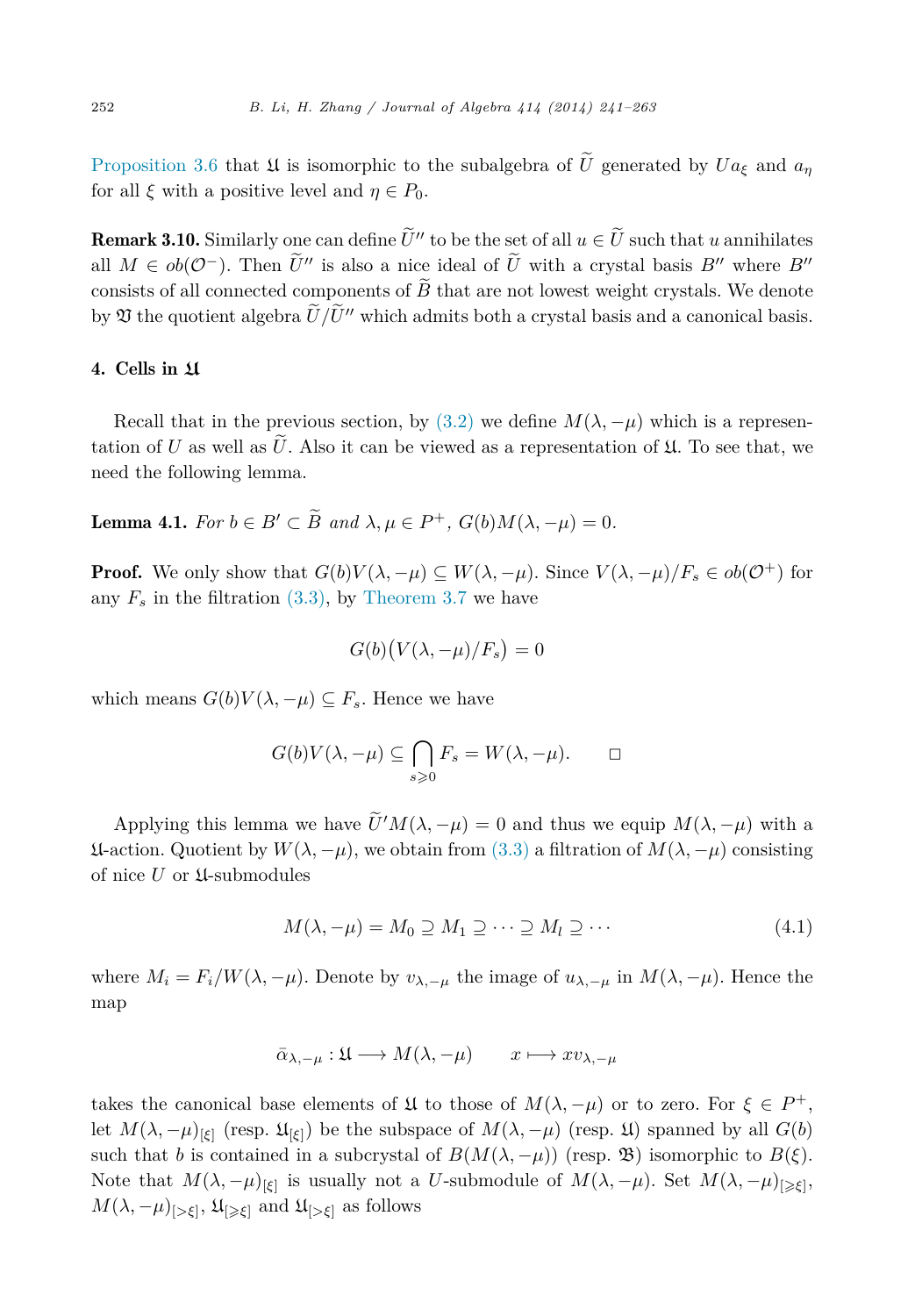Proposition 3.6 that $\mathfrak{U}$ is isomorphic to the subalgebra of $\widetilde{U}$ generated by $Ua_\xi$ and $a_\eta$ for all $\xi$ with a positive level and $\eta \in P_0$.

**Remark 3.10.** Similarly one can define $\widetilde{U}''$ to be the set of all $u \in \widetilde{U}$ such that $u$ annihilates all $M \in ob(\mathcal{O}^-)$. Then $\widetilde{U}''$ is also a nice ideal of $\widetilde{U}$ with a crystal basis $B''$ where $B''$ consists of all connected components of $\widetilde{B}$ that are not lowest weight crystals. We denote by $\mathfrak{V}$ the quotient algebra $\widetilde{U}/\widetilde{U}''$ which admits both a crystal basis and a canonical basis.

## 4. Cells in $\mathfrak{U}$

Recall that in the previous section, by (3.2) we define $M(\lambda, -\mu)$ which is a representation of $U$ as well as $\widetilde{U}$. Also it can be viewed as a representation of $\mathfrak{U}$. To see that, we need the following lemma.

**Lemma 4.1.** *For $b \in B' \subset \widetilde{B}$ and $\lambda, \mu \in P^+$, $G(b)M(\lambda, -\mu) = 0$.*

**Proof.** We only show that $G(b)V(\lambda, -\mu) \subseteq W(\lambda, -\mu)$. Since $V(\lambda, -\mu)/F_s \in ob(\mathcal{O}^+)$ for any $F_s$ in the filtration (3.3), by Theorem 3.7 we have

$$G(b)\big(V(\lambda, -\mu)/F_s\big) = 0$$

which means $G(b)V(\lambda, -\mu) \subseteq F_s$. Hence we have

$$G(b)V(\lambda, -\mu) \subseteq \bigcap_{s \geqslant 0} F_s = W(\lambda, -\mu). \qquad \square$$

Applying this lemma we have $\widetilde{U}'M(\lambda, -\mu) = 0$ and thus we equip $M(\lambda, -\mu)$ with a $\mathfrak{U}$-action. Quotient by $W(\lambda, -\mu)$, we obtain from (3.3) a filtration of $M(\lambda, -\mu)$ consisting of nice $U$ or $\mathfrak{U}$-submodules

$$M(\lambda, -\mu) = M_0 \supseteq M_1 \supseteq \cdots \supseteq M_l \supseteq \cdots \tag{4.1}$$

where $M_i = F_i/W(\lambda, -\mu)$. Denote by $v_{\lambda,-\mu}$ the image of $u_{\lambda,-\mu}$ in $M(\lambda, -\mu)$. Hence the map

$$\bar{\alpha}_{\lambda,-\mu} : \mathfrak{U} \longrightarrow M(\lambda, -\mu) \qquad x \longmapsto xv_{\lambda,-\mu}$$

takes the canonical base elements of $\mathfrak{U}$ to those of $M(\lambda, -\mu)$ or to zero. For $\xi \in P^+$, let $M(\lambda, -\mu)_{[\xi]}$ (resp. $\mathfrak{U}_{[\xi]}$) be the subspace of $M(\lambda, -\mu)$ (resp. $\mathfrak{U}$) spanned by all $G(b)$ such that $b$ is contained in a subcrystal of $B(M(\lambda, -\mu))$ (resp. $\mathfrak{B}$) isomorphic to $B(\xi)$. Note that $M(\lambda, -\mu)_{[\xi]}$ is usually not a $U$-submodule of $M(\lambda, -\mu)$. Set $M(\lambda, -\mu)_{[\geqslant \xi]}$, $M(\lambda, -\mu)_{[> \xi]}$, $\mathfrak{U}_{[\geqslant \xi]}$ and $\mathfrak{U}_{[> \xi]}$ as follows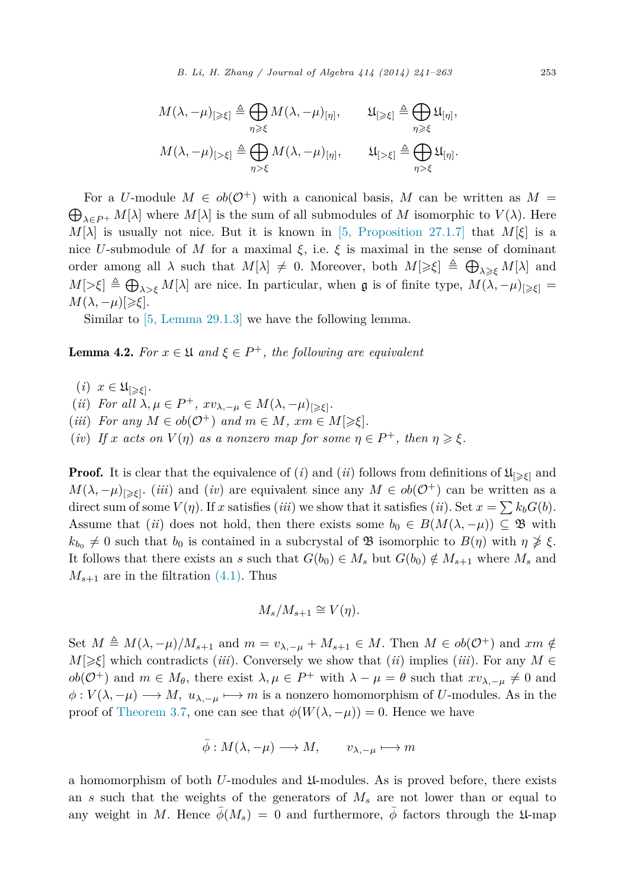$$M(\lambda,-\mu)_{[\geqslant\xi]} \triangleq \bigoplus_{\eta\geqslant\xi} M(\lambda,-\mu)_{[\eta]}, \qquad \mathfrak{U}_{[\geqslant\xi]} \triangleq \bigoplus_{\eta\geqslant\xi} \mathfrak{U}_{[\eta]},$$

$$M(\lambda,-\mu)_{[>\xi]} \triangleq \bigoplus_{\eta>\xi} M(\lambda,-\mu)_{[\eta]}, \qquad \mathfrak{U}_{[>\xi]} \triangleq \bigoplus_{\eta>\xi} \mathfrak{U}_{[\eta]}.$$

For a $U$-module $M \in ob(\mathcal{O}^+)$ with a canonical basis, $M$ can be written as $M = \bigoplus_{\lambda\in P^+} M[\lambda]$ where $M[\lambda]$ is the sum of all submodules of $M$ isomorphic to $V(\lambda)$. Here $M[\lambda]$ is usually not nice. But it is known in [5, Proposition 27.1.7] that $M[\xi]$ is a nice $U$-submodule of $M$ for a maximal $\xi$, i.e. $\xi$ is maximal in the sense of dominant order among all $\lambda$ such that $M[\lambda] \neq 0$. Moreover, both $M[\geqslant\xi] \triangleq \bigoplus_{\lambda\geqslant\xi} M[\lambda]$ and $M[>\xi] \triangleq \bigoplus_{\lambda>\xi} M[\lambda]$ are nice. In particular, when $\mathfrak{g}$ is of finite type, $M(\lambda,-\mu)_{[\geqslant\xi]} = M(\lambda,-\mu)[\geqslant\xi]$.

Similar to [5, Lemma 29.1.3] we have the following lemma.

**Lemma 4.2.** *For $x \in \mathfrak{U}$ and $\xi \in P^+$, the following are equivalent*

- *(i)* $x \in \mathfrak{U}_{[\geqslant\xi]}$.
- *(ii)* *For all $\lambda,\mu \in P^+$, $xv_{\lambda,-\mu} \in M(\lambda,-\mu)_{[\geqslant\xi]}$.*
- *(iii)* *For any $M \in ob(\mathcal{O}^+)$ and $m \in M$, $xm \in M[\geqslant\xi]$.*
- *(iv)* *If $x$ acts on $V(\eta)$ as a nonzero map for some $\eta \in P^+$, then $\eta \geqslant \xi$.*

**Proof.** It is clear that the equivalence of $(i)$ and $(ii)$ follows from definitions of $\mathfrak{U}_{[\geqslant\xi]}$ and $M(\lambda,-\mu)_{[\geqslant\xi]}$. $(iii)$ and $(iv)$ are equivalent since any $M \in ob(\mathcal{O}^+)$ can be written as a direct sum of some $V(\eta)$. If $x$ satisfies $(iii)$ we show that it satisfies $(ii)$. Set $x = \sum k_b G(b)$. Assume that $(ii)$ does not hold, then there exists some $b_0 \in B(M(\lambda,-\mu)) \subseteq \mathfrak{B}$ with $k_{b_0} \neq 0$ such that $b_0$ is contained in a subcrystal of $\mathfrak{B}$ isomorphic to $B(\eta)$ with $\eta \ngeqslant \xi$. It follows that there exists an $s$ such that $G(b_0) \in M_s$ but $G(b_0) \notin M_{s+1}$ where $M_s$ and $M_{s+1}$ are in the filtration (4.1). Thus

$$M_s/M_{s+1} \cong V(\eta).$$

Set $M \triangleq M(\lambda,-\mu)/M_{s+1}$ and $m = v_{\lambda,-\mu} + M_{s+1} \in M$. Then $M \in ob(\mathcal{O}^+)$ and $xm \notin M[\geqslant\xi]$ which contradicts $(iii)$. Conversely we show that $(ii)$ implies $(iii)$. For any $M \in ob(\mathcal{O}^+)$ and $m \in M_\theta$, there exist $\lambda,\mu \in P^+$ with $\lambda - \mu = \theta$ such that $xv_{\lambda,-\mu} \neq 0$ and $\phi : V(\lambda,-\mu) \longrightarrow M$, $u_{\lambda,-\mu} \longmapsto m$ is a nonzero homomorphism of $U$-modules. As in the proof of Theorem 3.7, one can see that $\phi(W(\lambda,-\mu)) = 0$. Hence we have

$$\bar{\phi} : M(\lambda,-\mu) \longrightarrow M, \qquad v_{\lambda,-\mu} \longmapsto m$$

a homomorphism of both $U$-modules and $\mathfrak{U}$-modules. As is proved before, there exists an $s$ such that the weights of the generators of $M_s$ are not lower than or equal to any weight in $M$. Hence $\bar{\phi}(M_s) = 0$ and furthermore, $\bar{\phi}$ factors through the $\mathfrak{U}$-map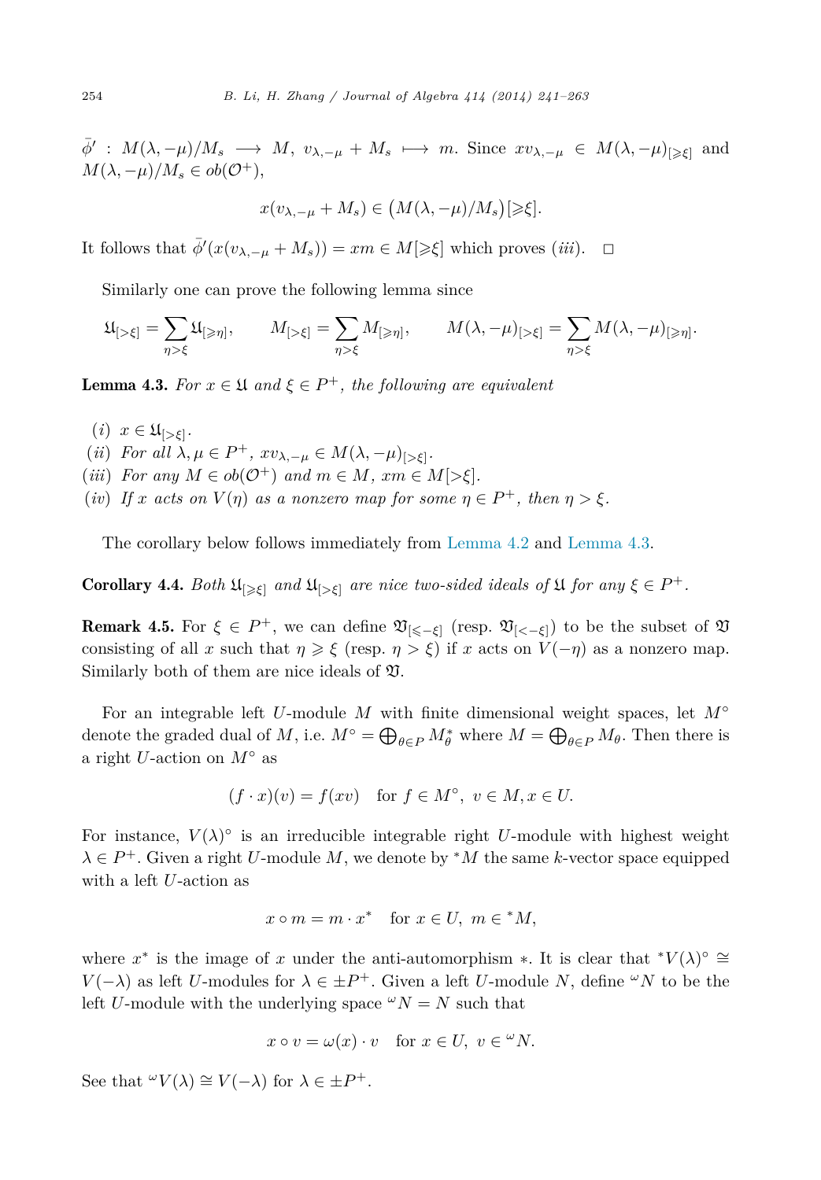$\bar{\phi}' : M(\lambda, -\mu)/M_s \longrightarrow M$, $v_{\lambda,-\mu} + M_s \longmapsto m$. Since $xv_{\lambda,-\mu} \in M(\lambda, -\mu)_{[\geqslant\xi]}$ and $M(\lambda, -\mu)/M_s \in ob(\mathcal{O}^+)$,

$$x(v_{\lambda,-\mu} + M_s) \in \big(M(\lambda, -\mu)/M_s\big)[\geqslant\xi].$$

It follows that $\bar{\phi}'(x(v_{\lambda,-\mu} + M_s)) = xm \in M[\geqslant\xi]$ which proves $(iii)$. $\square$

Similarly one can prove the following lemma since

$$\mathfrak{U}_{[>\xi]} = \sum_{\eta>\xi} \mathfrak{U}_{[\geqslant\eta]}, \qquad M_{[>\xi]} = \sum_{\eta>\xi} M_{[\geqslant\eta]}, \qquad M(\lambda, -\mu)_{[>\xi]} = \sum_{\eta>\xi} M(\lambda, -\mu)_{[\geqslant\eta]}.$$

**Lemma 4.3.** *For $x \in \mathfrak{U}$ and $\xi \in P^+$, the following are equivalent*

- $(i)$ $x \in \mathfrak{U}_{[>\xi]}$.
- $(ii)$ *For all $\lambda, \mu \in P^+$, $xv_{\lambda,-\mu} \in M(\lambda, -\mu)_{[>\xi]}$.*
- $(iii)$ *For any $M \in ob(\mathcal{O}^+)$ and $m \in M$, $xm \in M[>\xi]$.*
- $(iv)$ *If $x$ acts on $V(\eta)$ as a nonzero map for some $\eta \in P^+$, then $\eta > \xi$.*

The corollary below follows immediately from Lemma 4.2 and Lemma 4.3.

**Corollary 4.4.** *Both $\mathfrak{U}_{[\geqslant\xi]}$ and $\mathfrak{U}_{[>\xi]}$ are nice two-sided ideals of $\mathfrak{U}$ for any $\xi \in P^+$.*

**Remark 4.5.** For $\xi \in P^+$, we can define $\mathfrak{V}_{[\leqslant-\xi]}$ (resp. $\mathfrak{V}_{[<-\xi]}$) to be the subset of $\mathfrak{V}$ consisting of all $x$ such that $\eta \geqslant \xi$ (resp. $\eta > \xi$) if $x$ acts on $V(-\eta)$ as a nonzero map. Similarly both of them are nice ideals of $\mathfrak{V}$.

For an integrable left $U$-module $M$ with finite dimensional weight spaces, let $M^\circ$ denote the graded dual of $M$, i.e. $M^\circ = \bigoplus_{\theta\in P} M_\theta^*$ where $M = \bigoplus_{\theta\in P} M_\theta$. Then there is a right $U$-action on $M^\circ$ as

$$(f \cdot x)(v) = f(xv) \quad \text{for } f \in M^\circ,\ v \in M, x \in U.$$

For instance, $V(\lambda)^\circ$ is an irreducible integrable right $U$-module with highest weight $\lambda \in P^+$. Given a right $U$-module $M$, we denote by ${}^*M$ the same $k$-vector space equipped with a left $U$-action as

$$x \circ m = m \cdot x^* \quad \text{for } x \in U,\ m \in {}^*M,$$

where $x^*$ is the image of $x$ under the anti-automorphism $*$. It is clear that ${}^*V(\lambda)^\circ \cong V(-\lambda)$ as left $U$-modules for $\lambda \in \pm P^+$. Given a left $U$-module $N$, define ${}^\omega N$ to be the left $U$-module with the underlying space ${}^\omega N = N$ such that

$$x \circ v = \omega(x) \cdot v \quad \text{for } x \in U,\ v \in {}^\omega N.$$

See that ${}^\omega V(\lambda) \cong V(-\lambda)$ for $\lambda \in \pm P^+$.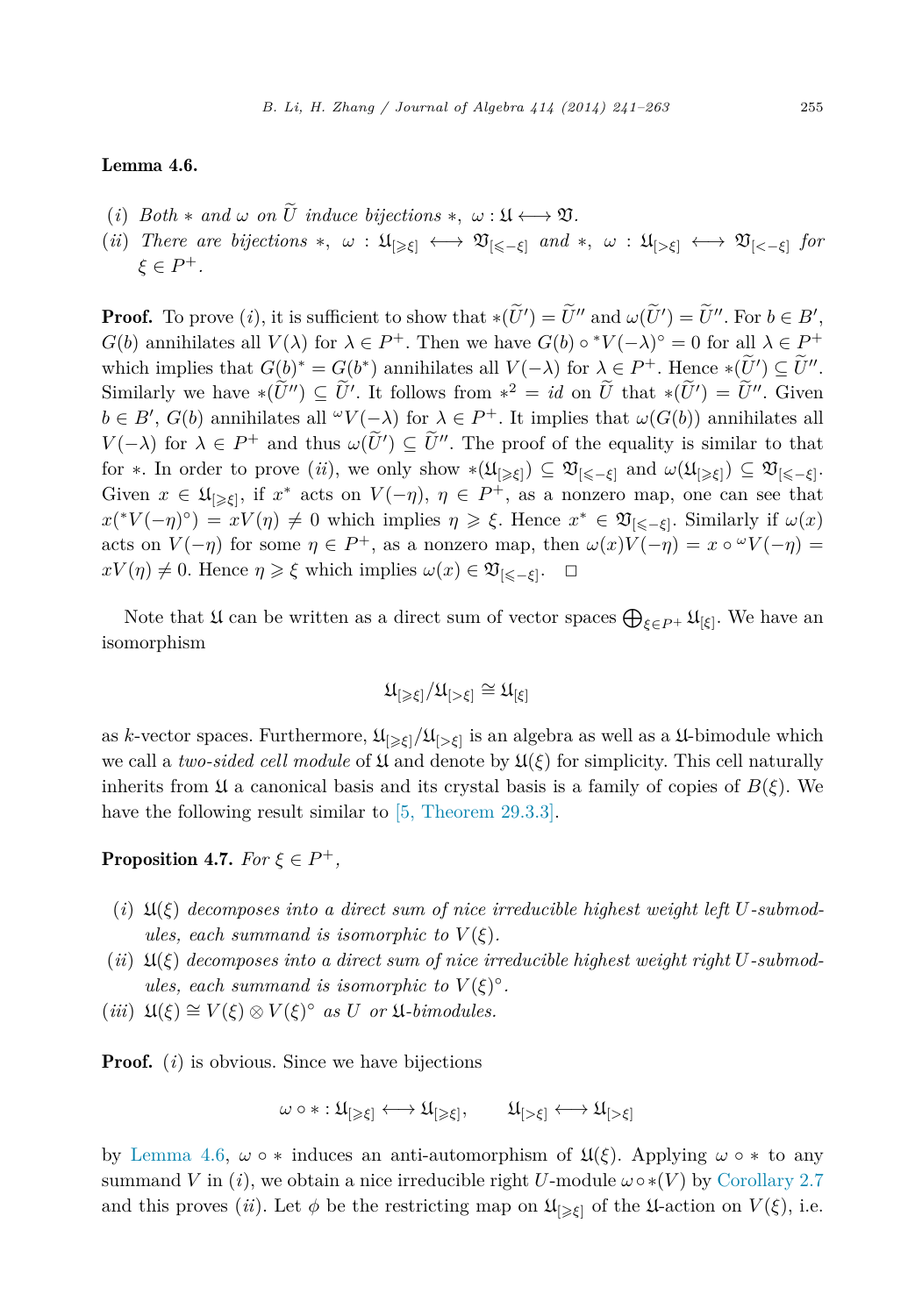**Lemma 4.6.**

(*i*) *Both* $*$ *and* $\omega$ *on* $\widetilde{U}$ *induce bijections* $*,\ \omega : \mathfrak{U} \longleftrightarrow \mathfrak{V}$.

(*ii*) *There are bijections* $*,\ \omega : \mathfrak{U}_{[\geqslant \xi]} \longleftrightarrow \mathfrak{V}_{[\leqslant -\xi]}$ *and* $*,\ \omega : \mathfrak{U}_{[> \xi]} \longleftrightarrow \mathfrak{V}_{[< -\xi]}$ *for* $\xi \in P^+$.

**Proof.** To prove (*i*), it is sufficient to show that $*(\widetilde{U}') = \widetilde{U}''$ and $\omega(\widetilde{U}') = \widetilde{U}''$. For $b \in B'$, $G(b)$ annihilates all $V(\lambda)$ for $\lambda \in P^+$. Then we have $G(b) \circ {}^*V(-\lambda)^\circ = 0$ for all $\lambda \in P^+$ which implies that $G(b)^* = G(b^*)$ annihilates all $V(-\lambda)$ for $\lambda \in P^+$. Hence $*(\widetilde{U}') \subseteq \widetilde{U}''$. Similarly we have $*(\widetilde{U}'') \subseteq \widetilde{U}'$. It follows from $*^2 = id$ on $\widetilde{U}$ that $*(\widetilde{U}') = \widetilde{U}''$. Given $b \in B'$, $G(b)$ annihilates all ${}^\omega V(-\lambda)$ for $\lambda \in P^+$. It implies that $\omega(G(b))$ annihilates all $V(-\lambda)$ for $\lambda \in P^+$ and thus $\omega(\widetilde{U}') \subseteq \widetilde{U}''$. The proof of the equality is similar to that for $*$. In order to prove (*ii*), we only show $*(\mathfrak{U}_{[\geqslant \xi]}) \subseteq \mathfrak{V}_{[\leqslant -\xi]}$ and $\omega(\mathfrak{U}_{[\geqslant \xi]}) \subseteq \mathfrak{V}_{[\leqslant -\xi]}$. Given $x \in \mathfrak{U}_{[\geqslant \xi]}$, if $x^*$ acts on $V(-\eta)$, $\eta \in P^+$, as a nonzero map, one can see that $x({}^*V(-\eta)^\circ) = xV(\eta) \neq 0$ which implies $\eta \geqslant \xi$. Hence $x^* \in \mathfrak{V}_{[\leqslant -\xi]}$. Similarly if $\omega(x)$ acts on $V(-\eta)$ for some $\eta \in P^+$, as a nonzero map, then $\omega(x)V(-\eta) = x \circ {}^\omega V(-\eta) = xV(\eta) \neq 0$. Hence $\eta \geqslant \xi$ which implies $\omega(x) \in \mathfrak{V}_{[\leqslant -\xi]}$. $\square$

Note that $\mathfrak{U}$ can be written as a direct sum of vector spaces $\bigoplus_{\xi \in P^+} \mathfrak{U}_{[\xi]}$. We have an isomorphism

$$\mathfrak{U}_{[\geqslant \xi]}/\mathfrak{U}_{[> \xi]} \cong \mathfrak{U}_{[\xi]}$$

as $k$-vector spaces. Furthermore, $\mathfrak{U}_{[\geqslant \xi]}/\mathfrak{U}_{[> \xi]}$ is an algebra as well as a $\mathfrak{U}$-bimodule which we call a *two-sided cell module* of $\mathfrak{U}$ and denote by $\mathfrak{U}(\xi)$ for simplicity. This cell naturally inherits from $\mathfrak{U}$ a canonical basis and its crystal basis is a family of copies of $B(\xi)$. We have the following result similar to [5, Theorem 29.3.3].

**Proposition 4.7.** *For* $\xi \in P^+$,

(*i*) $\mathfrak{U}(\xi)$ *decomposes into a direct sum of nice irreducible highest weight left* $U$*-submodules, each summand is isomorphic to* $V(\xi)$.

(*ii*) $\mathfrak{U}(\xi)$ *decomposes into a direct sum of nice irreducible highest weight right* $U$*-submodules, each summand is isomorphic to* $V(\xi)^\circ$.

(*iii*) $\mathfrak{U}(\xi) \cong V(\xi) \otimes V(\xi)^\circ$ *as* $U$ *or* $\mathfrak{U}$*-bimodules.*

**Proof.** (*i*) is obvious. Since we have bijections

$$\omega \circ * : \mathfrak{U}_{[\geqslant \xi]} \longleftrightarrow \mathfrak{U}_{[\geqslant \xi]}, \qquad \mathfrak{U}_{[> \xi]} \longleftrightarrow \mathfrak{U}_{[> \xi]}$$

by Lemma 4.6, $\omega \circ *$ induces an anti-automorphism of $\mathfrak{U}(\xi)$. Applying $\omega \circ *$ to any summand $V$ in (*i*), we obtain a nice irreducible right $U$-module $\omega \circ *(V)$ by Corollary 2.7 and this proves (*ii*). Let $\phi$ be the restricting map on $\mathfrak{U}_{[\geqslant \xi]}$ of the $\mathfrak{U}$-action on $V(\xi)$, i.e.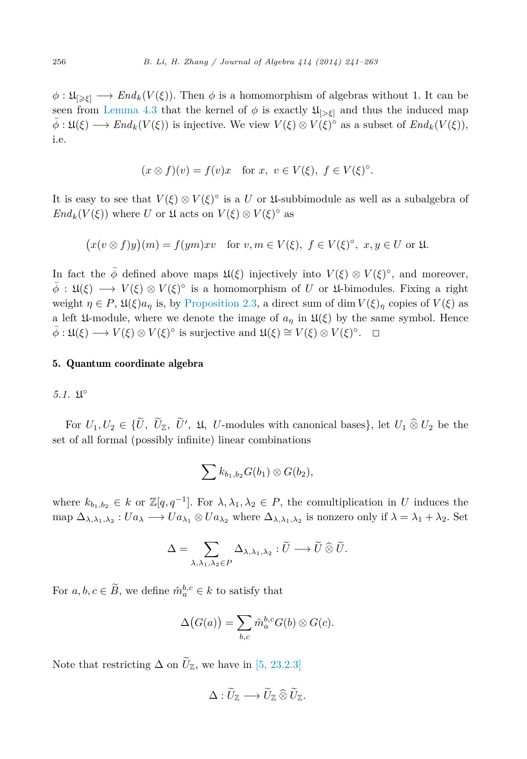$\phi : \mathfrak{U}_{[\geqslant\xi]} \longrightarrow End_k(V(\xi))$. Then $\phi$ is a homomorphism of algebras without 1. It can be seen from Lemma 4.3 that the kernel of $\phi$ is exactly $\mathfrak{U}_{[>\xi]}$ and thus the induced map $\bar{\phi} : \mathfrak{U}(\xi) \longrightarrow End_k(V(\xi))$ is injective. We view $V(\xi) \otimes V(\xi)^\circ$ as a subset of $End_k(V(\xi))$, i.e.

$$(x \otimes f)(v) = f(v)x \quad \text{for } x,\ v \in V(\xi),\ f \in V(\xi)^\circ.$$

It is easy to see that $V(\xi) \otimes V(\xi)^\circ$ is a $U$ or $\mathfrak{U}$-subbimodule as well as a subalgebra of $End_k(V(\xi))$ where $U$ or $\mathfrak{U}$ acts on $V(\xi) \otimes V(\xi)^\circ$ as

$$\big(x(v \otimes f)y\big)(m) = f(ym)xv \quad \text{for } v, m \in V(\xi),\ f \in V(\xi)^\circ,\ x, y \in U \text{ or } \mathfrak{U}.$$

In fact the $\bar{\phi}$ defined above maps $\mathfrak{U}(\xi)$ injectively into $V(\xi) \otimes V(\xi)^\circ$, and moreover, $\bar{\phi} : \mathfrak{U}(\xi) \longrightarrow V(\xi) \otimes V(\xi)^\circ$ is a homomorphism of $U$ or $\mathfrak{U}$-bimodules. Fixing a right weight $\eta \in P$, $\mathfrak{U}(\xi)a_\eta$ is, by Proposition 2.3, a direct sum of $\dim V(\xi)_\eta$ copies of $V(\xi)$ as a left $\mathfrak{U}$-module, where we denote the image of $a_\eta$ in $\mathfrak{U}(\xi)$ by the same symbol. Hence $\bar{\phi} : \mathfrak{U}(\xi) \longrightarrow V(\xi) \otimes V(\xi)^\circ$ is surjective and $\mathfrak{U}(\xi) \cong V(\xi) \otimes V(\xi)^\circ$. $\square$

## 5. Quantum coordinate algebra

### *5.1.* $\mathfrak{U}^\circ$

For $U_1, U_2 \in \{\widetilde{U},\ \widetilde{U}_{\mathbb{Z}},\ \widetilde{U}',\ \mathfrak{U},\ U\text{-modules with canonical bases}\}$, let $U_1 \mathbin{\widehat{\otimes}} U_2$ be the set of all formal (possibly infinite) linear combinations

$$\sum k_{b_1,b_2} G(b_1) \otimes G(b_2),$$

where $k_{b_1,b_2} \in k$ or $\mathbb{Z}[q, q^{-1}]$. For $\lambda, \lambda_1, \lambda_2 \in P$, the comultiplication in $U$ induces the map $\Delta_{\lambda,\lambda_1,\lambda_2} : Ua_\lambda \longrightarrow Ua_{\lambda_1} \otimes Ua_{\lambda_2}$ where $\Delta_{\lambda,\lambda_1,\lambda_2}$ is nonzero only if $\lambda = \lambda_1 + \lambda_2$. Set

$$\Delta = \sum_{\lambda,\lambda_1,\lambda_2 \in P} \Delta_{\lambda,\lambda_1,\lambda_2} : \widetilde{U} \longrightarrow \widetilde{U} \mathbin{\widehat{\otimes}} \widetilde{U}.$$

For $a, b, c \in \widetilde{B}$, we define $\hat{m}_a^{b,c} \in k$ to satisfy that

$$\Delta\big(G(a)\big) = \sum_{b,c} \hat{m}_a^{b,c} G(b) \otimes G(c).$$

Note that restricting $\Delta$ on $\widetilde{U}_{\mathbb{Z}}$, we have in [5, 23.2.3]

$$\Delta : \widetilde{U}_{\mathbb{Z}} \longrightarrow \widetilde{U}_{\mathbb{Z}} \mathbin{\widehat{\otimes}} \widetilde{U}_{\mathbb{Z}}.$$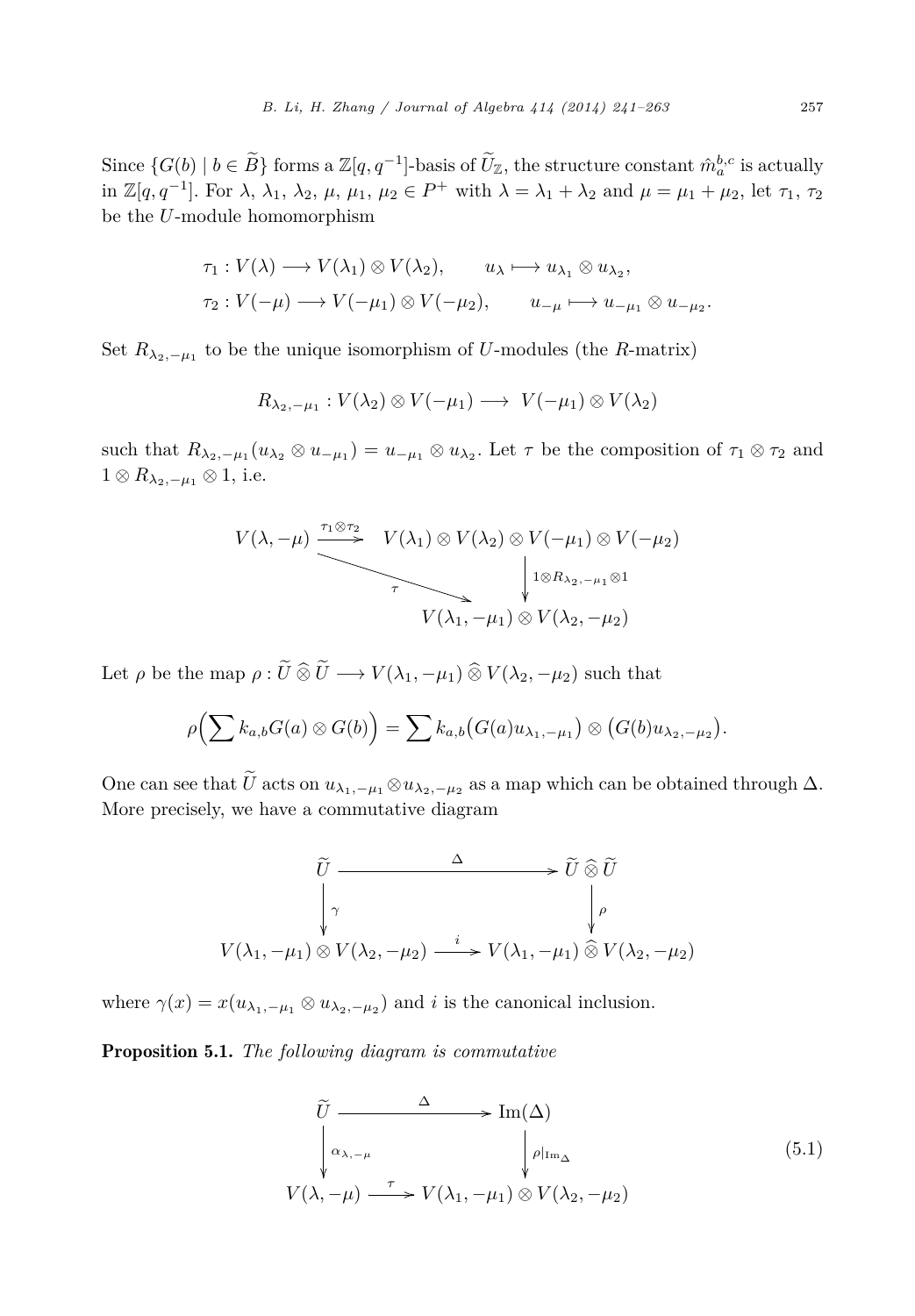Since $\{G(b) \mid b \in \widetilde{B}\}$ forms a $\mathbb{Z}[q,q^{-1}]$-basis of $\widetilde{U}_{\mathbb{Z}}$, the structure constant $\hat{m}_a^{b,c}$ is actually in $\mathbb{Z}[q,q^{-1}]$. For $\lambda$, $\lambda_1$, $\lambda_2$, $\mu$, $\mu_1$, $\mu_2 \in P^+$ with $\lambda = \lambda_1 + \lambda_2$ and $\mu = \mu_1 + \mu_2$, let $\tau_1$, $\tau_2$ be the $U$-module homomorphism

$$\tau_1 : V(\lambda) \longrightarrow V(\lambda_1) \otimes V(\lambda_2), \qquad u_\lambda \longmapsto u_{\lambda_1} \otimes u_{\lambda_2},$$
$$\tau_2 : V(-\mu) \longrightarrow V(-\mu_1) \otimes V(-\mu_2), \qquad u_{-\mu} \longmapsto u_{-\mu_1} \otimes u_{-\mu_2}.$$

Set $R_{\lambda_2,-\mu_1}$ to be the unique isomorphism of $U$-modules (the $R$-matrix)

$$R_{\lambda_2,-\mu_1} : V(\lambda_2) \otimes V(-\mu_1) \longrightarrow V(-\mu_1) \otimes V(\lambda_2)$$

such that $R_{\lambda_2,-\mu_1}(u_{\lambda_2} \otimes u_{-\mu_1}) = u_{-\mu_1} \otimes u_{\lambda_2}$. Let $\tau$ be the composition of $\tau_1 \otimes \tau_2$ and $1 \otimes R_{\lambda_2,-\mu_1} \otimes 1$, i.e.

$$\begin{array}{ccc}
V(\lambda,-\mu) & \xrightarrow{\tau_1 \otimes \tau_2} & V(\lambda_1) \otimes V(\lambda_2) \otimes V(-\mu_1) \otimes V(-\mu_2) \\
 & \searrow^{\tau} & \Big\downarrow {\scriptstyle 1 \otimes R_{\lambda_2,-\mu_1} \otimes 1} \\
 & & V(\lambda_1,-\mu_1) \otimes V(\lambda_2,-\mu_2)
\end{array}$$

Let $\rho$ be the map $\rho : \widetilde{U} \mathbin{\widehat{\otimes}} \widetilde{U} \longrightarrow V(\lambda_1,-\mu_1) \mathbin{\widehat{\otimes}} V(\lambda_2,-\mu_2)$ such that

$$\rho\Bigl(\sum k_{a,b} G(a) \otimes G(b)\Bigr) = \sum k_{a,b}\bigl(G(a)u_{\lambda_1,-\mu_1}\bigr) \otimes \bigl(G(b)u_{\lambda_2,-\mu_2}\bigr).$$

One can see that $\widetilde{U}$ acts on $u_{\lambda_1,-\mu_1} \otimes u_{\lambda_2,-\mu_2}$ as a map which can be obtained through $\Delta$. More precisely, we have a commutative diagram

$$\begin{array}{ccc}
\widetilde{U} & \xrightarrow{\quad\Delta\quad} & \widetilde{U} \mathbin{\widehat{\otimes}} \widetilde{U} \\
\Big\downarrow {\scriptstyle \gamma} & & \Big\downarrow {\scriptstyle \rho} \\
V(\lambda_1,-\mu_1) \otimes V(\lambda_2,-\mu_2) & \xrightarrow{\quad i\quad} & V(\lambda_1,-\mu_1) \mathbin{\widehat{\otimes}} V(\lambda_2,-\mu_2)
\end{array}$$

where $\gamma(x) = x(u_{\lambda_1,-\mu_1} \otimes u_{\lambda_2,-\mu_2})$ and $i$ is the canonical inclusion.

**Proposition 5.1.** *The following diagram is commutative*

$$\begin{array}{ccc}
\widetilde{U} & \xrightarrow{\quad\Delta\quad} & \mathrm{Im}(\Delta) \\
\Big\downarrow {\scriptstyle \alpha_{\lambda,-\mu}} & & \Big\downarrow {\scriptstyle \rho|_{\mathrm{Im}_\Delta}} \\
V(\lambda,-\mu) & \xrightarrow{\quad\tau\quad} & V(\lambda_1,-\mu_1) \otimes V(\lambda_2,-\mu_2)
\end{array} \tag{5.1}$$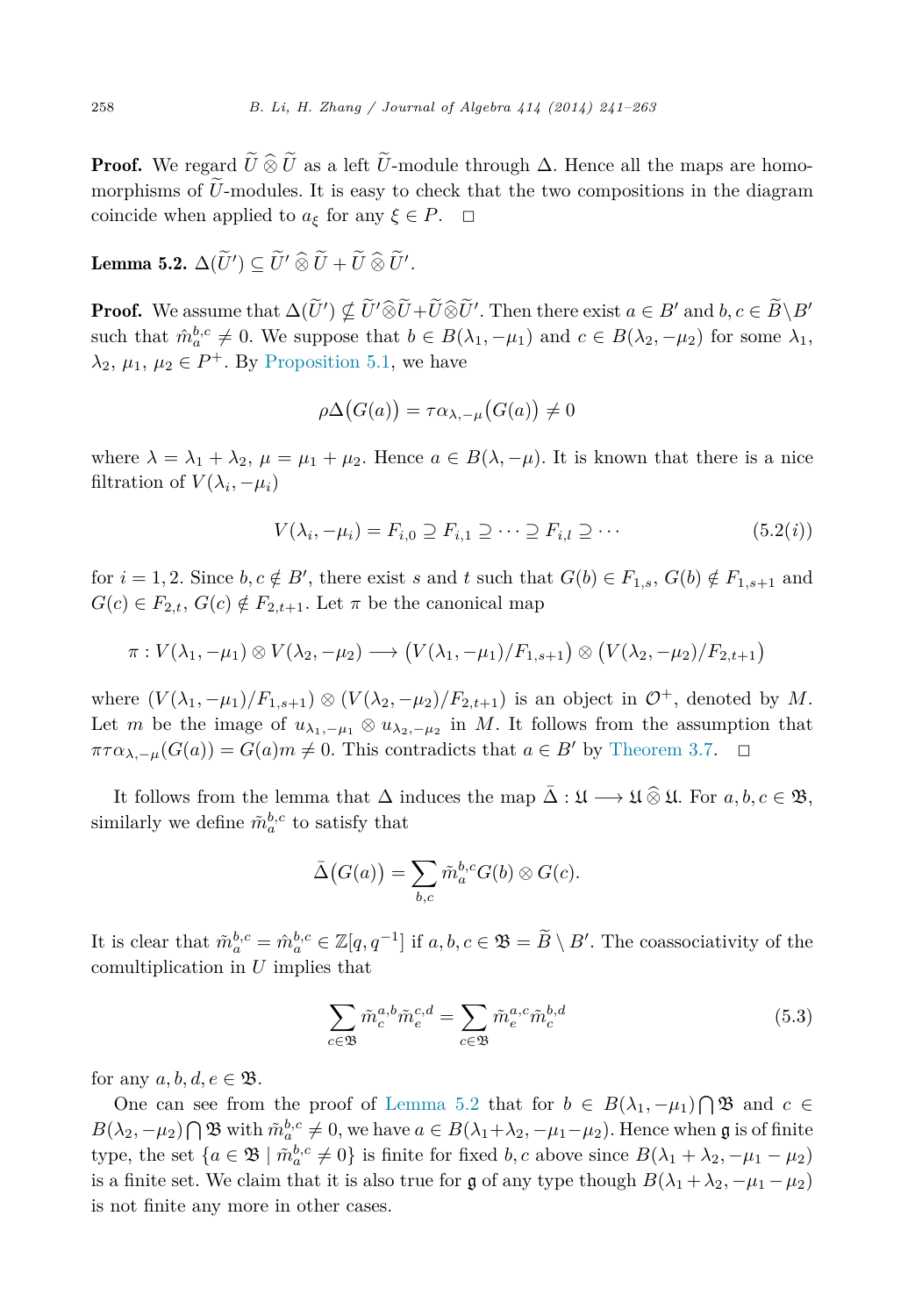**Proof.** We regard $\widetilde{U} \mathbin{\widehat{\otimes}} \widetilde{U}$ as a left $\widetilde{U}$-module through $\Delta$. Hence all the maps are homomorphisms of $\widetilde{U}$-modules. It is easy to check that the two compositions in the diagram coincide when applied to $a_\xi$ for any $\xi \in P$. $\square$

**Lemma 5.2.** $\Delta(\widetilde{U}') \subseteq \widetilde{U}' \mathbin{\widehat{\otimes}} \widetilde{U} + \widetilde{U} \mathbin{\widehat{\otimes}} \widetilde{U}'$.

**Proof.** We assume that $\Delta(\widetilde{U}') \nsubseteq \widetilde{U}' \widehat{\otimes} \widetilde{U} + \widetilde{U} \widehat{\otimes} \widetilde{U}'$. Then there exist $a \in B'$ and $b, c \in \widetilde{B} \setminus B'$ such that $\hat{m}_a^{b,c} \neq 0$. We suppose that $b \in B(\lambda_1, -\mu_1)$ and $c \in B(\lambda_2, -\mu_2)$ for some $\lambda_1$, $\lambda_2$, $\mu_1$, $\mu_2 \in P^+$. By Proposition 5.1, we have

$$\rho\Delta\big(G(a)\big) = \tau\alpha_{\lambda,-\mu}\big(G(a)\big) \neq 0$$

where $\lambda = \lambda_1 + \lambda_2$, $\mu = \mu_1 + \mu_2$. Hence $a \in B(\lambda, -\mu)$. It is known that there is a nice filtration of $V(\lambda_i, -\mu_i)$

$$V(\lambda_i, -\mu_i) = F_{i,0} \supseteq F_{i,1} \supseteq \cdots \supseteq F_{i,l} \supseteq \cdots \tag{5.2(i)}$$

for $i = 1, 2$. Since $b, c \notin B'$, there exist $s$ and $t$ such that $G(b) \in F_{1,s}$, $G(b) \notin F_{1,s+1}$ and $G(c) \in F_{2,t}$, $G(c) \notin F_{2,t+1}$. Let $\pi$ be the canonical map

$$\pi : V(\lambda_1, -\mu_1) \otimes V(\lambda_2, -\mu_2) \longrightarrow \big(V(\lambda_1, -\mu_1)/F_{1,s+1}\big) \otimes \big(V(\lambda_2, -\mu_2)/F_{2,t+1}\big)$$

where $(V(\lambda_1, -\mu_1)/F_{1,s+1}) \otimes (V(\lambda_2, -\mu_2)/F_{2,t+1})$ is an object in $\mathcal{O}^+$, denoted by $M$. Let $m$ be the image of $u_{\lambda_1,-\mu_1} \otimes u_{\lambda_2,-\mu_2}$ in $M$. It follows from the assumption that $\pi\tau\alpha_{\lambda,-\mu}(G(a)) = G(a)m \neq 0$. This contradicts that $a \in B'$ by Theorem 3.7. $\square$

It follows from the lemma that $\Delta$ induces the map $\bar{\Delta} : \mathfrak{U} \longrightarrow \mathfrak{U} \mathbin{\widehat{\otimes}} \mathfrak{U}$. For $a, b, c \in \mathfrak{B}$, similarly we define $\tilde{m}_a^{b,c}$ to satisfy that

$$\bar{\Delta}\big(G(a)\big) = \sum_{b,c} \tilde{m}_a^{b,c} G(b) \otimes G(c).$$

It is clear that $\tilde{m}_a^{b,c} = \hat{m}_a^{b,c} \in \mathbb{Z}[q, q^{-1}]$ if $a, b, c \in \mathfrak{B} = \widetilde{B} \setminus B'$. The coassociativity of the comultiplication in $U$ implies that

$$\sum_{c \in \mathfrak{B}} \tilde{m}_c^{a,b} \tilde{m}_e^{c,d} = \sum_{c \in \mathfrak{B}} \tilde{m}_e^{a,c} \tilde{m}_c^{b,d} \tag{5.3}$$

for any $a, b, d, e \in \mathfrak{B}$.

One can see from the proof of Lemma 5.2 that for $b \in B(\lambda_1, -\mu_1) \bigcap \mathfrak{B}$ and $c \in B(\lambda_2, -\mu_2) \bigcap \mathfrak{B}$ with $\tilde{m}_a^{b,c} \neq 0$, we have $a \in B(\lambda_1 + \lambda_2, -\mu_1 - \mu_2)$. Hence when $\mathfrak{g}$ is of finite type, the set $\{a \in \mathfrak{B} \mid \tilde{m}_a^{b,c} \neq 0\}$ is finite for fixed $b, c$ above since $B(\lambda_1 + \lambda_2, -\mu_1 - \mu_2)$ is a finite set. We claim that it is also true for $\mathfrak{g}$ of any type though $B(\lambda_1 + \lambda_2, -\mu_1 - \mu_2)$ is not finite any more in other cases.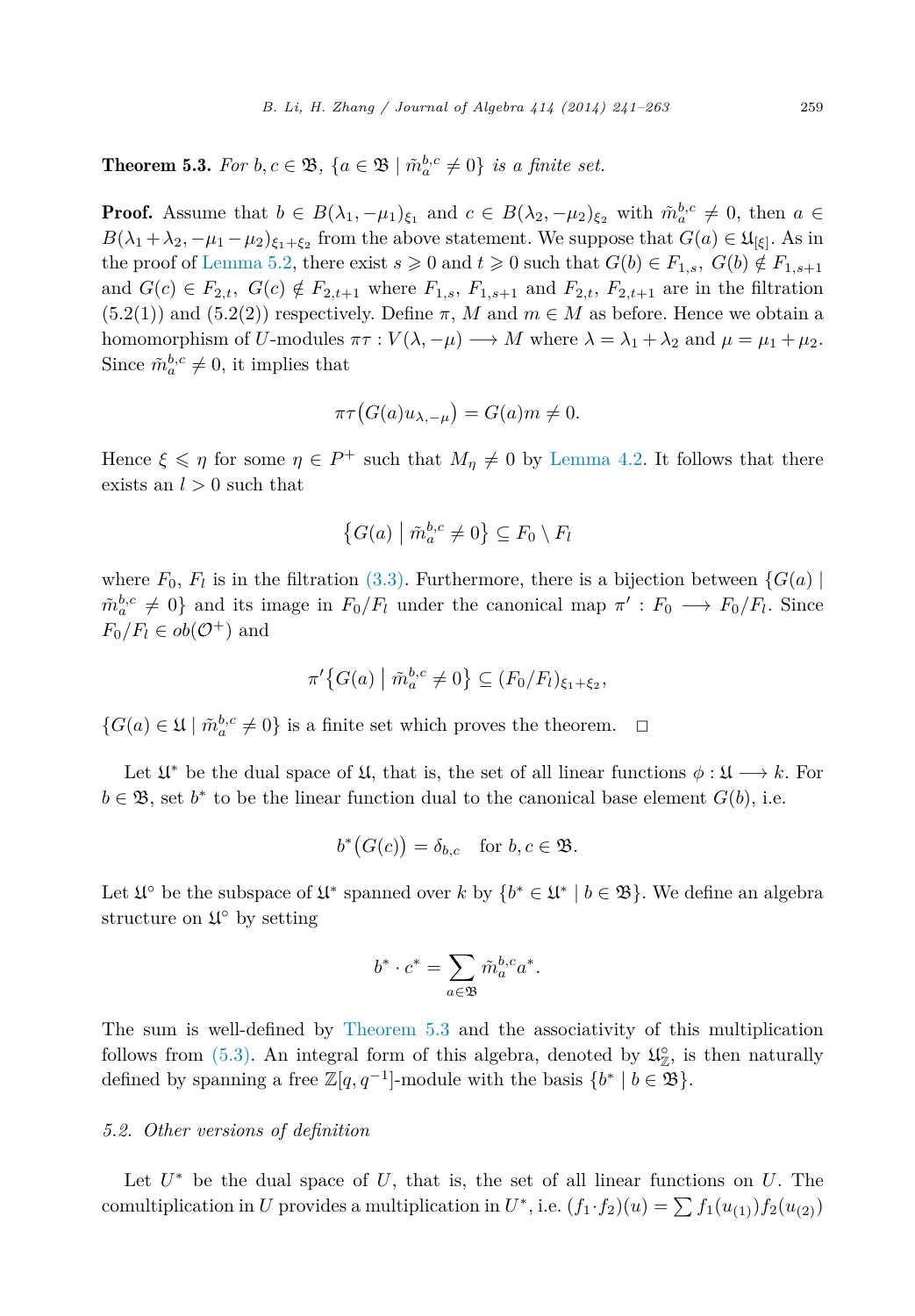**Theorem 5.3.** *For $b, c \in \mathfrak{B}$, $\{a \in \mathfrak{B} \mid \tilde{m}_a^{b,c} \neq 0\}$ is a finite set.*

**Proof.** Assume that $b \in B(\lambda_1, -\mu_1)_{\xi_1}$ and $c \in B(\lambda_2, -\mu_2)_{\xi_2}$ with $\tilde{m}_a^{b,c} \neq 0$, then $a \in B(\lambda_1 + \lambda_2, -\mu_1 - \mu_2)_{\xi_1+\xi_2}$ from the above statement. We suppose that $G(a) \in \mathfrak{U}_{[\xi]}$. As in the proof of Lemma 5.2, there exist $s \geqslant 0$ and $t \geqslant 0$ such that $G(b) \in F_{1,s}$, $G(b) \notin F_{1,s+1}$ and $G(c) \in F_{2,t}$, $G(c) \notin F_{2,t+1}$ where $F_{1,s}$, $F_{1,s+1}$ and $F_{2,t}$, $F_{2,t+1}$ are in the filtration (5.2(1)) and (5.2(2)) respectively. Define $\pi$, $M$ and $m \in M$ as before. Hence we obtain a homomorphism of $U$-modules $\pi\tau : V(\lambda, -\mu) \longrightarrow M$ where $\lambda = \lambda_1 + \lambda_2$ and $\mu = \mu_1 + \mu_2$. Since $\tilde{m}_a^{b,c} \neq 0$, it implies that

$$\pi\tau\big(G(a)u_{\lambda,-\mu}\big) = G(a)m \neq 0.$$

Hence $\xi \leqslant \eta$ for some $\eta \in P^+$ such that $M_\eta \neq 0$ by Lemma 4.2. It follows that there exists an $l > 0$ such that

$$\big\{G(a) \bigm| \tilde{m}_a^{b,c} \neq 0\big\} \subseteq F_0 \setminus F_l$$

where $F_0$, $F_l$ is in the filtration (3.3). Furthermore, there is a bijection between $\{G(a) \mid \tilde{m}_a^{b,c} \neq 0\}$ and its image in $F_0/F_l$ under the canonical map $\pi' : F_0 \longrightarrow F_0/F_l$. Since $F_0/F_l \in ob(\mathcal{O}^+)$ and

$$\pi'\big\{G(a) \bigm| \tilde{m}_a^{b,c} \neq 0\big\} \subseteq (F_0/F_l)_{\xi_1+\xi_2},$$

$\{G(a) \in \mathfrak{U} \mid \tilde{m}_a^{b,c} \neq 0\}$ is a finite set which proves the theorem. $\square$

Let $\mathfrak{U}^*$ be the dual space of $\mathfrak{U}$, that is, the set of all linear functions $\phi : \mathfrak{U} \longrightarrow k$. For $b \in \mathfrak{B}$, set $b^*$ to be the linear function dual to the canonical base element $G(b)$, i.e.

$$b^*\big(G(c)\big) = \delta_{b,c} \quad \text{for } b, c \in \mathfrak{B}.$$

Let $\mathfrak{U}^\circ$ be the subspace of $\mathfrak{U}^*$ spanned over $k$ by $\{b^* \in \mathfrak{U}^* \mid b \in \mathfrak{B}\}$. We define an algebra structure on $\mathfrak{U}^\circ$ by setting

$$b^* \cdot c^* = \sum_{a \in \mathfrak{B}} \tilde{m}_a^{b,c} a^*.$$

The sum is well-defined by Theorem 5.3 and the associativity of this multiplication follows from (5.3). An integral form of this algebra, denoted by $\mathfrak{U}_{\mathbb{Z}}^\circ$, is then naturally defined by spanning a free $\mathbb{Z}[q, q^{-1}]$-module with the basis $\{b^* \mid b \in \mathfrak{B}\}$.

### 5.2. Other versions of definition

Let $U^*$ be the dual space of $U$, that is, the set of all linear functions on $U$. The comultiplication in $U$ provides a multiplication in $U^*$, i.e. $(f_1 \cdot f_2)(u) = \sum f_1(u_{(1)}) f_2(u_{(2)})$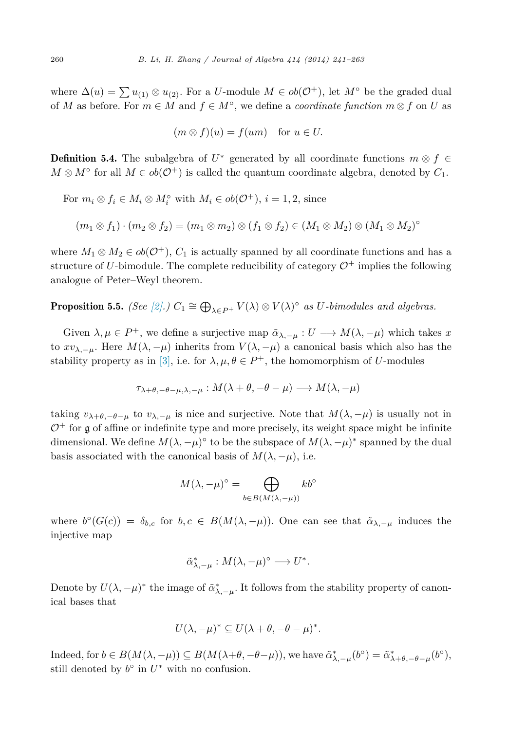where $\Delta(u) = \sum u_{(1)} \otimes u_{(2)}$. For a $U$-module $M \in ob(\mathcal{O}^+)$, let $M^\circ$ be the graded dual of $M$ as before. For $m \in M$ and $f \in M^\circ$, we define a *coordinate function* $m \otimes f$ on $U$ as

$$(m \otimes f)(u) = f(um) \quad \text{for } u \in U.$$

**Definition 5.4.** The subalgebra of $U^*$ generated by all coordinate functions $m \otimes f \in M \otimes M^\circ$ for all $M \in ob(\mathcal{O}^+)$ is called the quantum coordinate algebra, denoted by $C_1$.

For $m_i \otimes f_i \in M_i \otimes M_i^\circ$ with $M_i \in ob(\mathcal{O}^+)$, $i = 1, 2$, since

$$(m_1 \otimes f_1) \cdot (m_2 \otimes f_2) = (m_1 \otimes m_2) \otimes (f_1 \otimes f_2) \in (M_1 \otimes M_2) \otimes (M_1 \otimes M_2)^\circ$$

where $M_1 \otimes M_2 \in ob(\mathcal{O}^+)$, $C_1$ is actually spanned by all coordinate functions and has a structure of $U$-bimodule. The complete reducibility of category $\mathcal{O}^+$ implies the following analogue of Peter–Weyl theorem.

**Proposition 5.5.** *(See [2].) $C_1 \cong \bigoplus_{\lambda \in P^+} V(\lambda) \otimes V(\lambda)^\circ$ as $U$-bimodules and algebras.*

Given $\lambda, \mu \in P^+$, we define a surjective map $\tilde{\alpha}_{\lambda,-\mu} : U \longrightarrow M(\lambda, -\mu)$ which takes $x$ to $x v_{\lambda,-\mu}$. Here $M(\lambda, -\mu)$ inherits from $V(\lambda, -\mu)$ a canonical basis which also has the stability property as in [3], i.e. for $\lambda, \mu, \theta \in P^+$, the homomorphism of $U$-modules

$$\tau_{\lambda+\theta,-\theta-\mu,\lambda,-\mu} : M(\lambda + \theta, -\theta - \mu) \longrightarrow M(\lambda, -\mu)$$

taking $v_{\lambda+\theta,-\theta-\mu}$ to $v_{\lambda,-\mu}$ is nice and surjective. Note that $M(\lambda, -\mu)$ is usually not in $\mathcal{O}^+$ for $\mathfrak{g}$ of affine or indefinite type and more precisely, its weight space might be infinite dimensional. We define $M(\lambda, -\mu)^\circ$ to be the subspace of $M(\lambda, -\mu)^*$ spanned by the dual basis associated with the canonical basis of $M(\lambda, -\mu)$, i.e.

$$M(\lambda, -\mu)^\circ = \bigoplus_{b \in B(M(\lambda,-\mu))} k b^\circ$$

where $b^\circ(G(c)) = \delta_{b,c}$ for $b, c \in B(M(\lambda, -\mu))$. One can see that $\tilde{\alpha}_{\lambda,-\mu}$ induces the injective map

$$\tilde{\alpha}^*_{\lambda,-\mu} : M(\lambda, -\mu)^\circ \longrightarrow U^*.$$

Denote by $U(\lambda, -\mu)^*$ the image of $\tilde{\alpha}^*_{\lambda,-\mu}$. It follows from the stability property of canonical bases that

$$U(\lambda, -\mu)^* \subseteq U(\lambda + \theta, -\theta - \mu)^*.$$

Indeed, for $b \in B(M(\lambda, -\mu)) \subseteq B(M(\lambda+\theta, -\theta-\mu))$, we have $\tilde{\alpha}^*_{\lambda,-\mu}(b^\circ) = \tilde{\alpha}^*_{\lambda+\theta,-\theta-\mu}(b^\circ)$, still denoted by $b^\circ$ in $U^*$ with no confusion.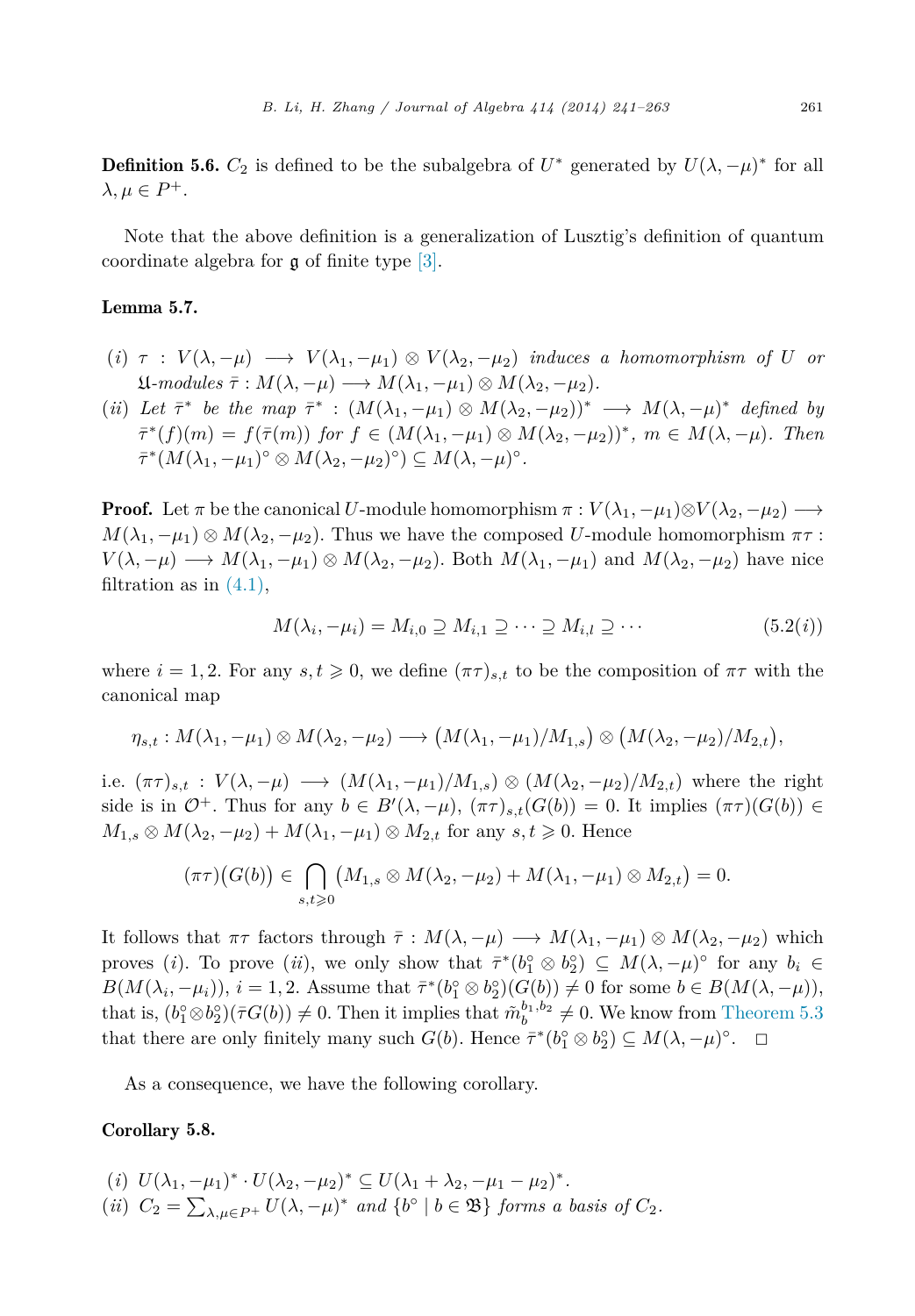**Definition 5.6.** $C_2$ is defined to be the subalgebra of $U^*$ generated by $U(\lambda, -\mu)^*$ for all $\lambda, \mu \in P^+$.

Note that the above definition is a generalization of Lusztig's definition of quantum coordinate algebra for $\mathfrak{g}$ of finite type [3].

**Lemma 5.7.**

- $(i)$ *$\tau : V(\lambda, -\mu) \longrightarrow V(\lambda_1, -\mu_1) \otimes V(\lambda_2, -\mu_2)$ induces a homomorphism of $U$ or $\mathfrak{U}$-modules $\bar{\tau} : M(\lambda, -\mu) \longrightarrow M(\lambda_1, -\mu_1) \otimes M(\lambda_2, -\mu_2)$.*
- $(ii)$ *Let $\bar{\tau}^*$ be the map $\bar{\tau}^* : (M(\lambda_1, -\mu_1) \otimes M(\lambda_2, -\mu_2))^* \longrightarrow M(\lambda, -\mu)^*$ defined by $\bar{\tau}^*(f)(m) = f(\bar{\tau}(m))$ for $f \in (M(\lambda_1, -\mu_1) \otimes M(\lambda_2, -\mu_2))^*$, $m \in M(\lambda, -\mu)$. Then $\bar{\tau}^*(M(\lambda_1, -\mu_1)^\circ \otimes M(\lambda_2, -\mu_2)^\circ) \subseteq M(\lambda, -\mu)^\circ$.*

**Proof.** Let $\pi$ be the canonical $U$-module homomorphism $\pi : V(\lambda_1, -\mu_1) \otimes V(\lambda_2, -\mu_2) \longrightarrow M(\lambda_1, -\mu_1) \otimes M(\lambda_2, -\mu_2)$. Thus we have the composed $U$-module homomorphism $\pi\tau : V(\lambda, -\mu) \longrightarrow M(\lambda_1, -\mu_1) \otimes M(\lambda_2, -\mu_2)$. Both $M(\lambda_1, -\mu_1)$ and $M(\lambda_2, -\mu_2)$ have nice filtration as in (4.1),

$$M(\lambda_i, -\mu_i) = M_{i,0} \supseteq M_{i,1} \supseteq \cdots \supseteq M_{i,l} \supseteq \cdots \tag{5.2(i)}$$

where $i = 1, 2$. For any $s, t \geqslant 0$, we define $(\pi\tau)_{s,t}$ to be the composition of $\pi\tau$ with the canonical map

$$\eta_{s,t} : M(\lambda_1, -\mu_1) \otimes M(\lambda_2, -\mu_2) \longrightarrow \big(M(\lambda_1, -\mu_1)/M_{1,s}\big) \otimes \big(M(\lambda_2, -\mu_2)/M_{2,t}\big),$$

i.e. $(\pi\tau)_{s,t} : V(\lambda, -\mu) \longrightarrow (M(\lambda_1, -\mu_1)/M_{1,s}) \otimes (M(\lambda_2, -\mu_2)/M_{2,t})$ where the right side is in $\mathcal{O}^+$. Thus for any $b \in B'(\lambda, -\mu)$, $(\pi\tau)_{s,t}(G(b)) = 0$. It implies $(\pi\tau)(G(b)) \in M_{1,s} \otimes M(\lambda_2, -\mu_2) + M(\lambda_1, -\mu_1) \otimes M_{2,t}$ for any $s, t \geqslant 0$. Hence

$$(\pi\tau)\big(G(b)\big) \in \bigcap_{s,t \geqslant 0} \big(M_{1,s} \otimes M(\lambda_2, -\mu_2) + M(\lambda_1, -\mu_1) \otimes M_{2,t}\big) = 0.$$

It follows that $\pi\tau$ factors through $\bar{\tau} : M(\lambda, -\mu) \longrightarrow M(\lambda_1, -\mu_1) \otimes M(\lambda_2, -\mu_2)$ which proves $(i)$. To prove $(ii)$, we only show that $\bar{\tau}^*(b_1^\circ \otimes b_2^\circ) \subseteq M(\lambda, -\mu)^\circ$ for any $b_i \in B(M(\lambda_i, -\mu_i))$, $i = 1, 2$. Assume that $\bar{\tau}^*(b_1^\circ \otimes b_2^\circ)(G(b)) \neq 0$ for some $b \in B(M(\lambda, -\mu))$, that is, $(b_1^\circ \otimes b_2^\circ)(\bar{\tau}G(b)) \neq 0$. Then it implies that $\tilde{m}_b^{b_1, b_2} \neq 0$. We know from Theorem 5.3 that there are only finitely many such $G(b)$. Hence $\bar{\tau}^*(b_1^\circ \otimes b_2^\circ) \subseteq M(\lambda, -\mu)^\circ$. $\square$

As a consequence, we have the following corollary.

**Corollary 5.8.**

- $(i)$ *$U(\lambda_1, -\mu_1)^* \cdot U(\lambda_2, -\mu_2)^* \subseteq U(\lambda_1 + \lambda_2, -\mu_1 - \mu_2)^*$.*
- $(ii)$ *$C_2 = \sum_{\lambda, \mu \in P^+} U(\lambda, -\mu)^*$ and $\{b^\circ \mid b \in \mathfrak{B}\}$ forms a basis of $C_2$.*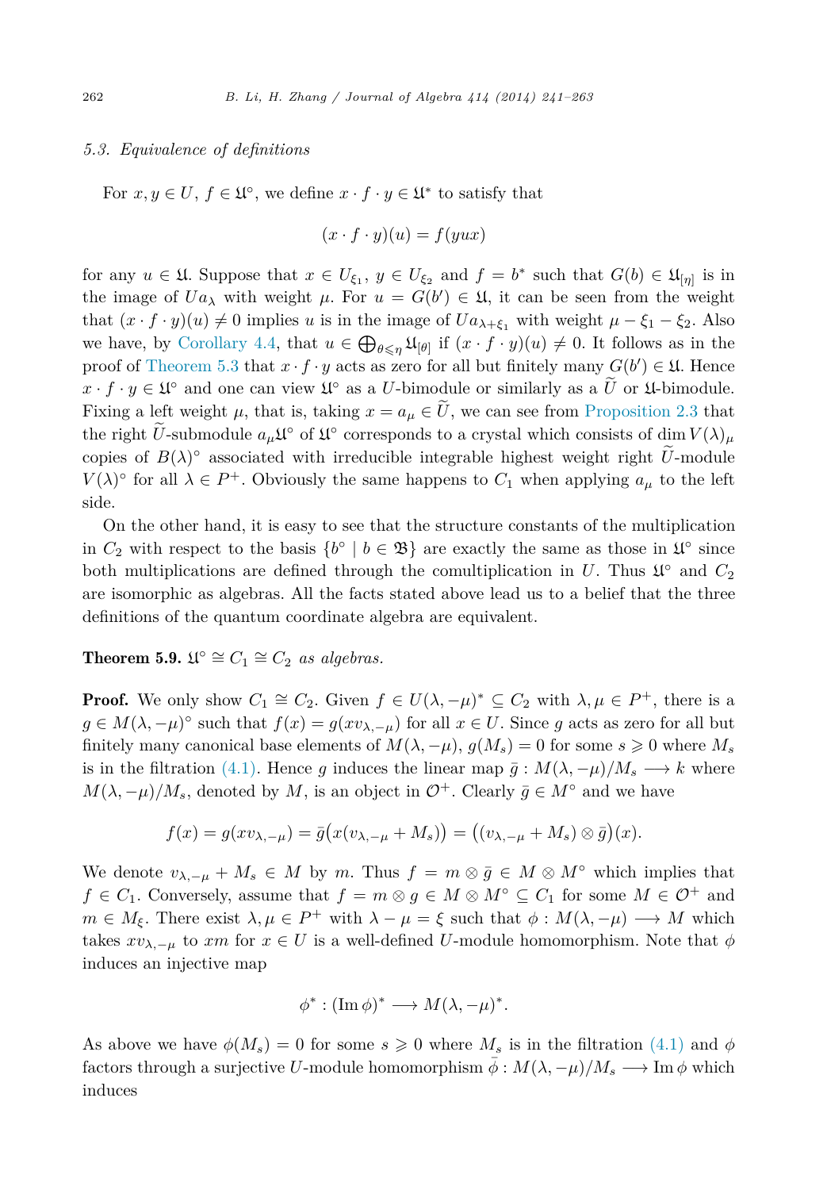### 5.3. Equivalence of definitions

For $x, y \in U$, $f \in \mathfrak{U}^\circ$, we define $x \cdot f \cdot y \in \mathfrak{U}^*$ to satisfy that

$$(x \cdot f \cdot y)(u) = f(yux)$$

for any $u \in \mathfrak{U}$. Suppose that $x \in U_{\xi_1}$, $y \in U_{\xi_2}$ and $f = b^*$ such that $G(b) \in \mathfrak{U}_{[\eta]}$ is in the image of $Ua_\lambda$ with weight $\mu$. For $u = G(b') \in \mathfrak{U}$, it can be seen from the weight that $(x \cdot f \cdot y)(u) \neq 0$ implies $u$ is in the image of $Ua_{\lambda+\xi_1}$ with weight $\mu - \xi_1 - \xi_2$. Also we have, by Corollary 4.4, that $u \in \bigoplus_{\theta \leqslant \eta} \mathfrak{U}_{[\theta]}$ if $(x \cdot f \cdot y)(u) \neq 0$. It follows as in the proof of Theorem 5.3 that $x \cdot f \cdot y$ acts as zero for all but finitely many $G(b') \in \mathfrak{U}$. Hence $x \cdot f \cdot y \in \mathfrak{U}^\circ$ and one can view $\mathfrak{U}^\circ$ as a $U$-bimodule or similarly as a $\widetilde{U}$ or $\mathfrak{U}$-bimodule. Fixing a left weight $\mu$, that is, taking $x = a_\mu \in \widetilde{U}$, we can see from Proposition 2.3 that the right $\widetilde{U}$-submodule $a_\mu \mathfrak{U}^\circ$ of $\mathfrak{U}^\circ$ corresponds to a crystal which consists of $\dim V(\lambda)_\mu$ copies of $B(\lambda)^\circ$ associated with irreducible integrable highest weight right $\widetilde{U}$-module $V(\lambda)^\circ$ for all $\lambda \in P^+$. Obviously the same happens to $C_1$ when applying $a_\mu$ to the left side.

On the other hand, it is easy to see that the structure constants of the multiplication in $C_2$ with respect to the basis $\{b^\circ \mid b \in \mathfrak{B}\}$ are exactly the same as those in $\mathfrak{U}^\circ$ since both multiplications are defined through the comultiplication in $U$. Thus $\mathfrak{U}^\circ$ and $C_2$ are isomorphic as algebras. All the facts stated above lead us to a belief that the three definitions of the quantum coordinate algebra are equivalent.

**Theorem 5.9.** *$\mathfrak{U}^\circ \cong C_1 \cong C_2$ as algebras.*

**Proof.** We only show $C_1 \cong C_2$. Given $f \in U(\lambda, -\mu)^* \subseteq C_2$ with $\lambda, \mu \in P^+$, there is a $g \in M(\lambda, -\mu)^\circ$ such that $f(x) = g(xv_{\lambda,-\mu})$ for all $x \in U$. Since $g$ acts as zero for all but finitely many canonical base elements of $M(\lambda, -\mu)$, $g(M_s) = 0$ for some $s \geqslant 0$ where $M_s$ is in the filtration (4.1). Hence $g$ induces the linear map $\bar{g} : M(\lambda, -\mu)/M_s \longrightarrow k$ where $M(\lambda, -\mu)/M_s$, denoted by $M$, is an object in $\mathcal{O}^+$. Clearly $\bar{g} \in M^\circ$ and we have

$$f(x) = g(xv_{\lambda,-\mu}) = \bar{g}\big(x(v_{\lambda,-\mu} + M_s)\big) = \big((v_{\lambda,-\mu} + M_s) \otimes \bar{g}\big)(x).$$

We denote $v_{\lambda,-\mu} + M_s \in M$ by $m$. Thus $f = m \otimes \bar{g} \in M \otimes M^\circ$ which implies that $f \in C_1$. Conversely, assume that $f = m \otimes g \in M \otimes M^\circ \subseteq C_1$ for some $M \in \mathcal{O}^+$ and $m \in M_\xi$. There exist $\lambda, \mu \in P^+$ with $\lambda - \mu = \xi$ such that $\phi : M(\lambda, -\mu) \longrightarrow M$ which takes $xv_{\lambda,-\mu}$ to $xm$ for $x \in U$ is a well-defined $U$-module homomorphism. Note that $\phi$ induces an injective map

$$\phi^* : (\operatorname{Im} \phi)^* \longrightarrow M(\lambda, -\mu)^*.$$

As above we have $\phi(M_s) = 0$ for some $s \geqslant 0$ where $M_s$ is in the filtration (4.1) and $\phi$ factors through a surjective $U$-module homomorphism $\bar{\phi} : M(\lambda, -\mu)/M_s \longrightarrow \operatorname{Im} \phi$ which induces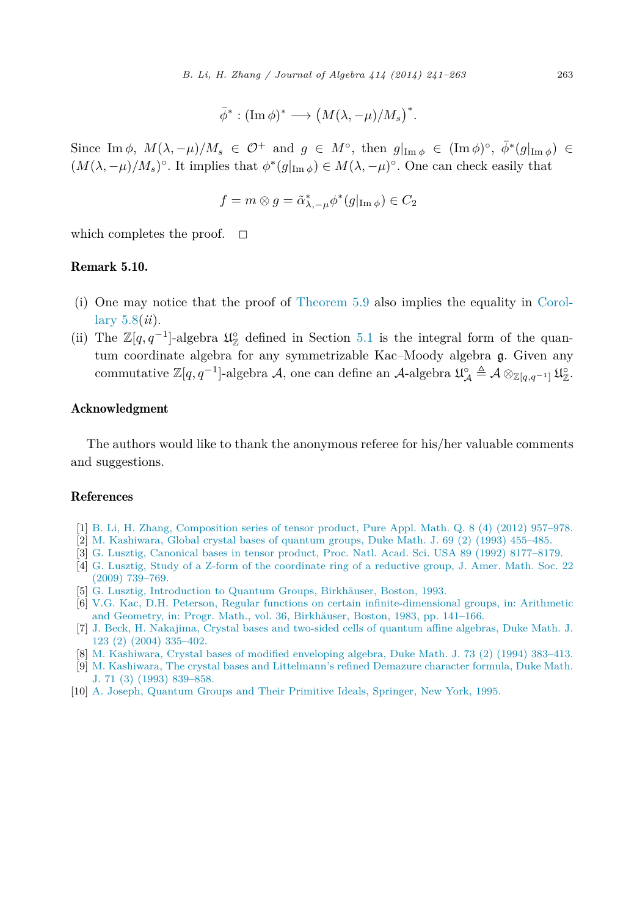$$\bar{\phi}^* : (\operatorname{Im}\phi)^* \longrightarrow \big(M(\lambda,-\mu)/M_s\big)^*.$$

Since $\operatorname{Im}\phi$, $M(\lambda,-\mu)/M_s \in \mathcal{O}^+$ and $g \in M^\circ$, then $g|_{\operatorname{Im}\phi} \in (\operatorname{Im}\phi)^\circ$, $\bar{\phi}^*(g|_{\operatorname{Im}\phi}) \in (M(\lambda,-\mu)/M_s)^\circ$. It implies that $\phi^*(g|_{\operatorname{Im}\phi}) \in M(\lambda,-\mu)^\circ$. One can check easily that

$$f = m \otimes g = \tilde{\alpha}^*_{\lambda,-\mu}\phi^*(g|_{\operatorname{Im}\phi}) \in C_2$$

which completes the proof. $\square$

**Remark 5.10.**

- (i) One may notice that the proof of Theorem 5.9 also implies the equality in Corollary 5.8(*ii*).
- (ii) The $\mathbb{Z}[q,q^{-1}]$-algebra $\mathfrak{U}^\circ_{\mathbb{Z}}$ defined in Section 5.1 is the integral form of the quantum coordinate algebra for any symmetrizable Kac–Moody algebra $\mathfrak{g}$. Given any commutative $\mathbb{Z}[q,q^{-1}]$-algebra $\mathcal{A}$, one can define an $\mathcal{A}$-algebra $\mathfrak{U}^\circ_{\mathcal{A}} \triangleq \mathcal{A} \otimes_{\mathbb{Z}[q,q^{-1}]} \mathfrak{U}^\circ_{\mathbb{Z}}$.

## Acknowledgment

The authors would like to thank the anonymous referee for his/her valuable comments and suggestions.

## References

[1] B. Li, H. Zhang, Composition series of tensor product, Pure Appl. Math. Q. 8 (4) (2012) 957–978.
[2] M. Kashiwara, Global crystal bases of quantum groups, Duke Math. J. 69 (2) (1993) 455–485.
[3] G. Lusztig, Canonical bases in tensor product, Proc. Natl. Acad. Sci. USA 89 (1992) 8177–8179.
[4] G. Lusztig, Study of a Z-form of the coordinate ring of a reductive group, J. Amer. Math. Soc. 22 (2009) 739–769.
[5] G. Lusztig, Introduction to Quantum Groups, Birkhäuser, Boston, 1993.
[6] V.G. Kac, D.H. Peterson, Regular functions on certain infinite-dimensional groups, in: Arithmetic and Geometry, in: Progr. Math., vol. 36, Birkhäuser, Boston, 1983, pp. 141–166.
[7] J. Beck, H. Nakajima, Crystal bases and two-sided cells of quantum affine algebras, Duke Math. J. 123 (2) (2004) 335–402.
[8] M. Kashiwara, Crystal bases of modified enveloping algebra, Duke Math. J. 73 (2) (1994) 383–413.
[9] M. Kashiwara, The crystal bases and Littelmann's refined Demazure character formula, Duke Math. J. 71 (3) (1993) 839–858.
[10] A. Joseph, Quantum Groups and Their Primitive Ideals, Springer, New York, 1995.